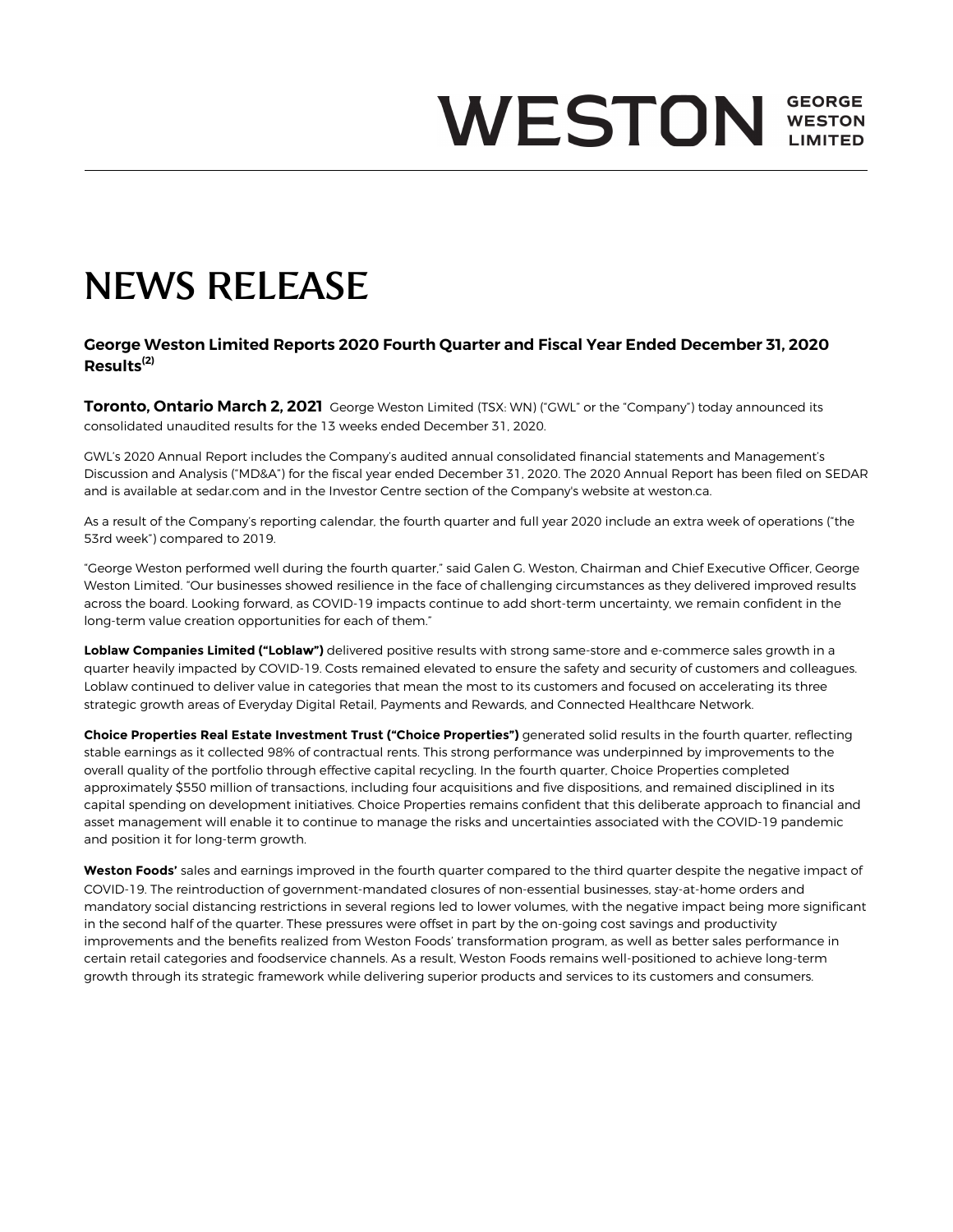WESTON GEORGE WESTON LIMITED

# NEWS RELEASE

## George Weston Limited Reports 2020 Fourth Quarter and Fiscal Year Ended December 31, 2020 Results[(2)]

**Toronto, Ontario March 2, 2021** George Weston Limited (TSX: WN) ("GWL" or the "Company") today announced its consolidated unaudited results for the 13 weeks ended December 31, 2020.

GWL's 2020 Annual Report includes the Company's audited annual consolidated financial statements and Management's Discussion and Analysis ("MD&A") for the fiscal year ended December 31, 2020. The 2020 Annual Report has been filed on SEDAR and is available at sedar.com and in the Investor Centre section of the Company's website at weston.ca.

As a result of the Company's reporting calendar, the fourth quarter and full year 2020 include an extra week of operations ("the 53rd week") compared to 2019.

"George Weston performed well during the fourth quarter," said Galen G. Weston, Chairman and Chief Executive Officer, George Weston Limited. "Our businesses showed resilience in the face of challenging circumstances as they delivered improved results across the board. Looking forward, as COVID-19 impacts continue to add short-term uncertainty, we remain confident in the long-term value creation opportunities for each of them."

**Loblaw Companies Limited ("Loblaw")** delivered positive results with strong same-store and e-commerce sales growth in a quarter heavily impacted by COVID-19. Costs remained elevated to ensure the safety and security of customers and colleagues. Loblaw continued to deliver value in categories that mean the most to its customers and focused on accelerating its three strategic growth areas of Everyday Digital Retail, Payments and Rewards, and Connected Healthcare Network.

**Choice Properties Real Estate Investment Trust ("Choice Properties")** generated solid results in the fourth quarter, reflecting stable earnings as it collected 98% of contractual rents. This strong performance was underpinned by improvements to the overall quality of the portfolio through effective capital recycling. In the fourth quarter, Choice Properties completed approximately $550 million of transactions, including four acquisitions and five dispositions, and remained disciplined in its capital spending on development initiatives. Choice Properties remains confident that this deliberate approach to financial and asset management will enable it to continue to manage the risks and uncertainties associated with the COVID-19 pandemic and position it for long-term growth.

**Weston Foods'** sales and earnings improved in the fourth quarter compared to the third quarter despite the negative impact of COVID-19. The reintroduction of government-mandated closures of non-essential businesses, stay-at-home orders and mandatory social distancing restrictions in several regions led to lower volumes, with the negative impact being more significant in the second half of the quarter. These pressures were offset in part by the on-going cost savings and productivity improvements and the benefits realized from Weston Foods' transformation program, as well as better sales performance in certain retail categories and foodservice channels. As a result, Weston Foods remains well-positioned to achieve long-term growth through its strategic framework while delivering superior products and services to its customers and consumers.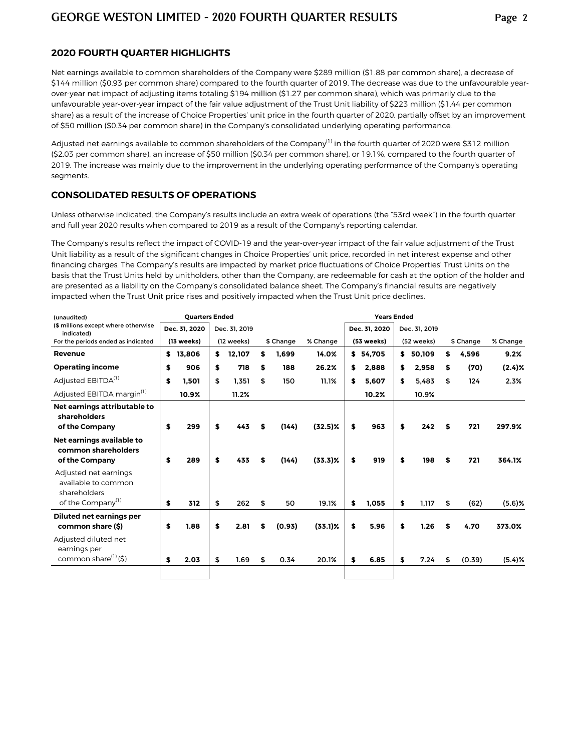## 2020 FOURTH QUARTER HIGHLIGHTS

Net earnings available to common shareholders of the Company were $289 million ($1.88 per common share), a decrease of $144 million ($0.93 per common share) compared to the fourth quarter of 2019. The decrease was due to the unfavourable year-over-year net impact of adjusting items totaling $194 million ($1.27 per common share), which was primarily due to the unfavourable year-over-year impact of the fair value adjustment of the Trust Unit liability of $223 million ($1.44 per common share) as a result of the increase of Choice Properties' unit price in the fourth quarter of 2020, partially offset by an improvement of $50 million ($0.34 per common share) in the Company's consolidated underlying operating performance.

Adjusted net earnings available to common shareholders of the Company[1] in the fourth quarter of 2020 were $312 million ($2.03 per common share), an increase of $50 million ($0.34 per common share), or 19.1%, compared to the fourth quarter of 2019. The increase was mainly due to the improvement in the underlying operating performance of the Company's operating segments.

## CONSOLIDATED RESULTS OF OPERATIONS

Unless otherwise indicated, the Company's results include an extra week of operations (the "53rd week") in the fourth quarter and full year 2020 results when compared to 2019 as a result of the Company's reporting calendar.

The Company's results reflect the impact of COVID-19 and the year-over-year impact of the fair value adjustment of the Trust Unit liability as a result of the significant changes in Choice Properties' unit price, recorded in net interest expense and other financing charges. The Company's results are impacted by market price fluctuations of Choice Properties' Trust Units on the basis that the Trust Units held by unitholders, other than the Company, are redeemable for cash at the option of the holder and are presented as a liability on the Company's consolidated balance sheet. The Company's financial results are negatively impacted when the Trust Unit price rises and positively impacted when the Trust Unit price declines.

| (unaudited) | Quarters Ended | | | | Years Ended | | | |
|---|---|---|---|---|---|---|---|---|
| ($ millions except where otherwise indicated) | Dec. 31, 2020 | Dec. 31, 2019 | | | Dec. 31, 2020 | Dec. 31, 2019 | | |
| For the periods ended as indicated | (13 weeks) | (12 weeks) | $ Change | % Change | (53 weeks) | (52 weeks) | $ Change | % Change |
| **Revenue** | **$ 13,806** | **$ 12,107** | **$ 1,699** | **14.0%** | **$ 54,705** | **$ 50,109** | **$ 4,596** | **9.2%** |
| **Operating income** | **$ 906** | **$ 718** | **$ 188** | **26.2%** | **$ 2,888** | **$ 2,958** | **$ (70)** | **(2.4)%** |
| Adjusted EBITDA[1] | **$ 1,501** | $ 1,351 | $ 150 | 11.1% | **$ 5,607** | $ 5,483 | $ 124 | 2.3% |
| Adjusted EBITDA margin[1] | **10.9%** | 11.2% | | | **10.2%** | 10.9% | | |
| **Net earnings attributable to shareholders of the Company** | **$ 299** | **$ 443** | **$ (144)** | **(32.5)%** | **$ 963** | **$ 242** | **$ 721** | **297.9%** |
| **Net earnings available to common shareholders of the Company** | **$ 289** | **$ 433** | **$ (144)** | **(33.3)%** | **$ 919** | **$ 198** | **$ 721** | **364.1%** |
| Adjusted net earnings available to common shareholders of the Company[1] | **$ 312** | $ 262 | $ 50 | 19.1% | **$ 1,055** | $ 1,117 | $ (62) | (5.6)% |
| **Diluted net earnings per common share ($)** | **$ 1.88** | **$ 2.81** | **$ (0.93)** | **(33.1)%** | **$ 5.96** | **$ 1.26** | **$ 4.70** | **373.0%** |
| Adjusted diluted net earnings per common share[1] ($) | **$ 2.03** | $ 1.69 | $ 0.34 | 20.1% | **$ 6.85** | $ 7.24 | $ (0.39) | (5.4)% |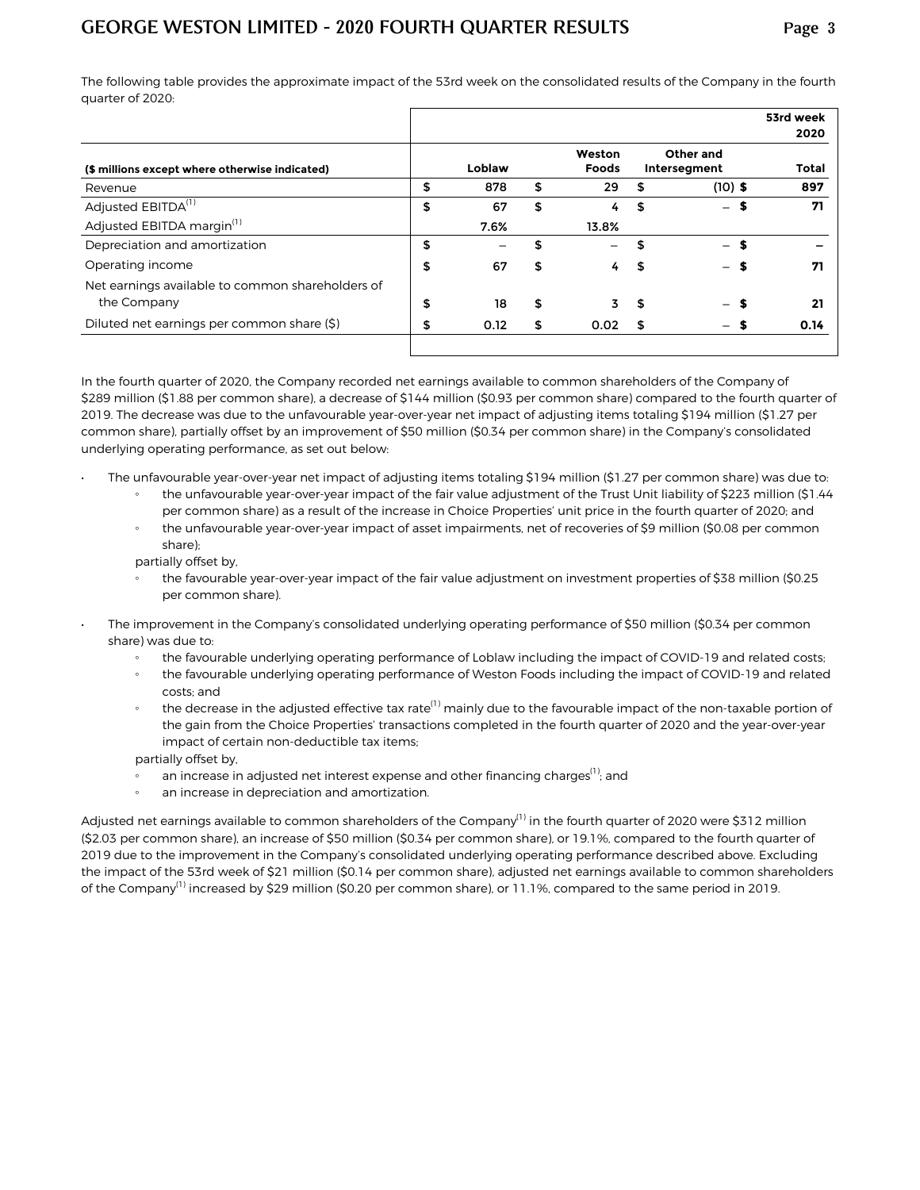The following table provides the approximate impact of the 53rd week on the consolidated results of the Company in the fourth quarter of 2020:

| | | | | 53rd week 2020 |
|---|---|---|---|---|
| ($ millions except where otherwise indicated) | Loblaw | Weston Foods | Other and Intersegment | Total |
| Revenue | $ 878 | $ 29 | $ (10) | $ 897 |
| Adjusted EBITDA[1] | $ 67 | $ 4 | $ — | $ 71 |
| Adjusted EBITDA margin[1] | 7.6% | 13.8% | | |
| Depreciation and amortization | $ — | $ — | $ — | $ — |
| Operating income | $ 67 | $ 4 | $ — | $ 71 |
| Net earnings available to common shareholders of the Company | $ 18 | $ 3 | $ — | $ 21 |
| Diluted net earnings per common share ($) | $ 0.12 | $ 0.02 | $ — | $ 0.14 |

In the fourth quarter of 2020, the Company recorded net earnings available to common shareholders of the Company of $289 million ($1.88 per common share), a decrease of $144 million ($0.93 per common share) compared to the fourth quarter of 2019. The decrease was due to the unfavourable year-over-year net impact of adjusting items totaling $194 million ($1.27 per common share), partially offset by an improvement of $50 million ($0.34 per common share) in the Company's consolidated underlying operating performance, as set out below:

- The unfavourable year-over-year net impact of adjusting items totaling $194 million ($1.27 per common share) was due to:
  - the unfavourable year-over-year impact of the fair value adjustment of the Trust Unit liability of $223 million ($1.44 per common share) as a result of the increase in Choice Properties' unit price in the fourth quarter of 2020; and
  - the unfavourable year-over-year impact of asset impairments, net of recoveries of $9 million ($0.08 per common share);

  partially offset by,
  - the favourable year-over-year impact of the fair value adjustment on investment properties of $38 million ($0.25 per common share).
- The improvement in the Company's consolidated underlying operating performance of $50 million ($0.34 per common share) was due to:
  - the favourable underlying operating performance of Loblaw including the impact of COVID-19 and related costs;
  - the favourable underlying operating performance of Weston Foods including the impact of COVID-19 and related costs; and
  - the decrease in the adjusted effective tax rate[1] mainly due to the favourable impact of the non-taxable portion of the gain from the Choice Properties' transactions completed in the fourth quarter of 2020 and the year-over-year impact of certain non-deductible tax items;

  partially offset by,
  - an increase in adjusted net interest expense and other financing charges[1]; and
  - an increase in depreciation and amortization.

Adjusted net earnings available to common shareholders of the Company[1] in the fourth quarter of 2020 were $312 million ($2.03 per common share), an increase of $50 million ($0.34 per common share), or 19.1%, compared to the fourth quarter of 2019 due to the improvement in the Company's consolidated underlying operating performance described above. Excluding the impact of the 53rd week of $21 million ($0.14 per common share), adjusted net earnings available to common shareholders of the Company[1] increased by $29 million ($0.20 per common share), or 11.1%, compared to the same period in 2019.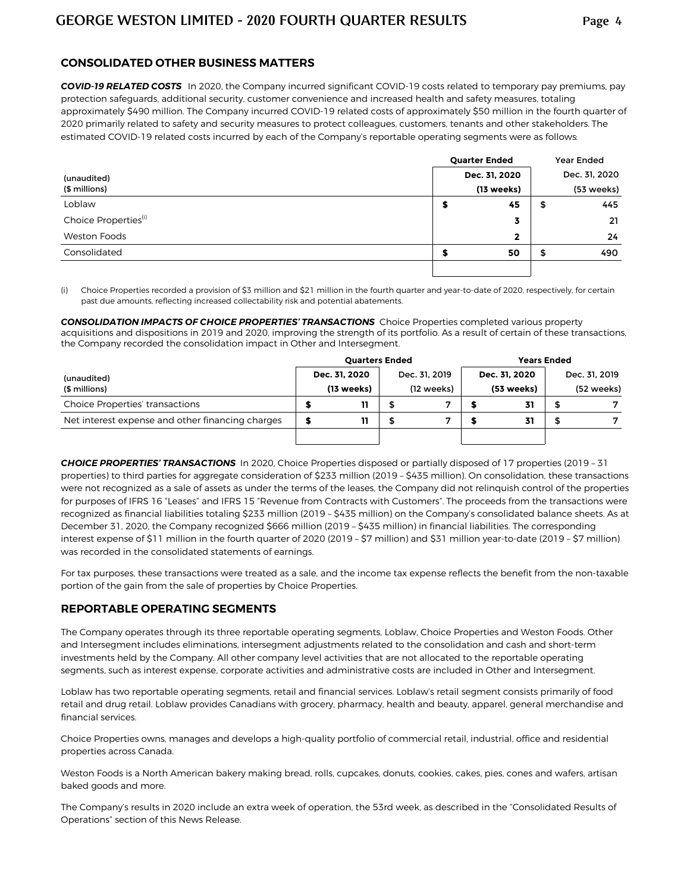## CONSOLIDATED OTHER BUSINESS MATTERS

***COVID-19 RELATED COSTS*** In 2020, the Company incurred significant COVID-19 costs related to temporary pay premiums, pay protection safeguards, additional security, customer convenience and increased health and safety measures, totaling approximately $490 million. The Company incurred COVID-19 related costs of approximately $50 million in the fourth quarter of 2020 primarily related to safety and security measures to protect colleagues, customers, tenants and other stakeholders. The estimated COVID-19 related costs incurred by each of the Company's reportable operating segments were as follows:

| (unaudited)<br>($ millions) | Quarter Ended<br>Dec. 31, 2020<br>(13 weeks) | Year Ended<br>Dec. 31, 2020<br>(53 weeks) |
|---|---|---|
| Loblaw | $ 45 | $ 445 |
| Choice Properties[(i)] | 3 | 21 |
| Weston Foods | 2 | 24 |
| Consolidated | $ 50 | $ 490 |

(i) Choice Properties recorded a provision of $3 million and $21 million in the fourth quarter and year-to-date of 2020, respectively, for certain past due amounts, reflecting increased collectability risk and potential abatements.

***CONSOLIDATION IMPACTS OF CHOICE PROPERTIES' TRANSACTIONS*** Choice Properties completed various property acquisitions and dispositions in 2019 and 2020, improving the strength of its portfolio. As a result of certain of these transactions, the Company recorded the consolidation impact in Other and Intersegment.

| (unaudited)<br>($ millions) | Quarters Ended | | Years Ended | |
|---|---|---|---|---|
| | Dec. 31, 2020<br>(13 weeks) | Dec. 31, 2019<br>(12 weeks) | Dec. 31, 2020<br>(53 weeks) | Dec. 31, 2019<br>(52 weeks) |
| Choice Properties' transactions | $ 11 | $ 7 | $ 31 | $ 7 |
| Net interest expense and other financing charges | $ 11 | $ 7 | $ 31 | $ 7 |

***CHOICE PROPERTIES' TRANSACTIONS*** In 2020, Choice Properties disposed or partially disposed of 17 properties (2019 – 31 properties) to third parties for aggregate consideration of $233 million (2019 – $435 million). On consolidation, these transactions were not recognized as a sale of assets as under the terms of the leases, the Company did not relinquish control of the properties for purposes of IFRS 16 "Leases" and IFRS 15 "Revenue from Contracts with Customers". The proceeds from the transactions were recognized as financial liabilities totaling $233 million (2019 – $435 million) on the Company's consolidated balance sheets. As at December 31, 2020, the Company recognized $666 million (2019 – $435 million) in financial liabilities. The corresponding interest expense of $11 million in the fourth quarter of 2020 (2019 – $7 million) and $31 million year-to-date (2019 – $7 million) was recorded in the consolidated statements of earnings.

For tax purposes, these transactions were treated as a sale, and the income tax expense reflects the benefit from the non-taxable portion of the gain from the sale of properties by Choice Properties.

## REPORTABLE OPERATING SEGMENTS

The Company operates through its three reportable operating segments, Loblaw, Choice Properties and Weston Foods. Other and Intersegment includes eliminations, intersegment adjustments related to the consolidation and cash and short-term investments held by the Company. All other company level activities that are not allocated to the reportable operating segments, such as interest expense, corporate activities and administrative costs are included in Other and Intersegment.

Loblaw has two reportable operating segments, retail and financial services. Loblaw's retail segment consists primarily of food retail and drug retail. Loblaw provides Canadians with grocery, pharmacy, health and beauty, apparel, general merchandise and financial services.

Choice Properties owns, manages and develops a high-quality portfolio of commercial retail, industrial, office and residential properties across Canada.

Weston Foods is a North American bakery making bread, rolls, cupcakes, donuts, cookies, cakes, pies, cones and wafers, artisan baked goods and more.

The Company's results in 2020 include an extra week of operation, the 53rd week, as described in the "Consolidated Results of Operations" section of this News Release.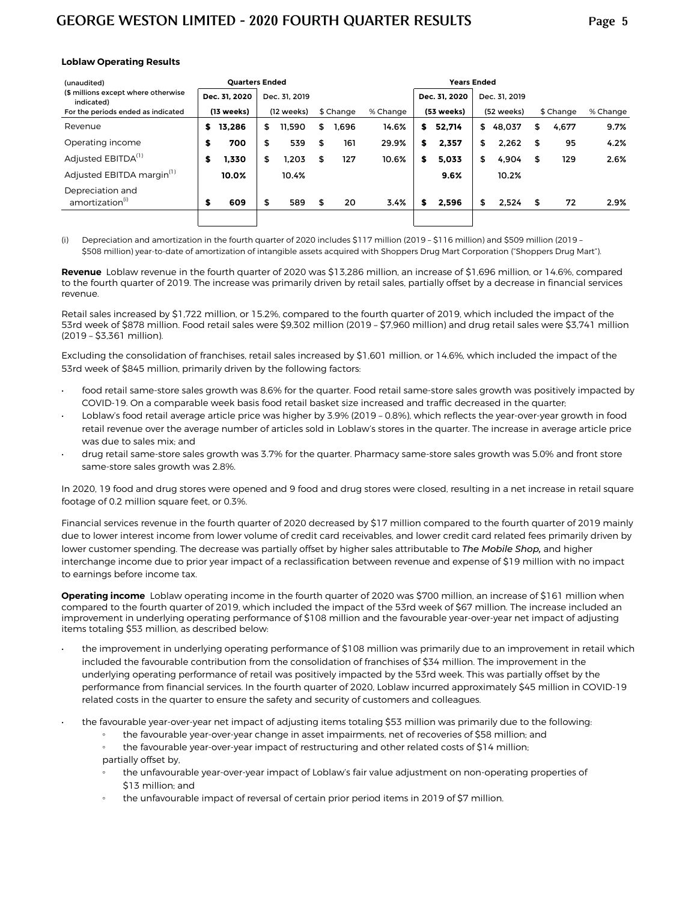**Loblaw Operating Results**

| (unaudited)<br>($ millions except where otherwise indicated)<br>For the periods ended as indicated | Quarters Ended | | | | Years Ended | | | |
|---|---|---|---|---|---|---|---|---|
| | **Dec. 31, 2020**<br>**(13 weeks)** | Dec. 31, 2019<br>(12 weeks) | $ Change | % Change | **Dec. 31, 2020**<br>**(53 weeks)** | Dec. 31, 2019<br>(52 weeks) | $ Change | % Change |
| Revenue | **$ 13,286** | $ 11,590 | $ 1,696 | **14.6%** | **$ 52,714** | $ 48,037 | $ 4,677 | **9.7%** |
| Operating income | **$ 700** | $ 539 | $ 161 | **29.9%** | **$ 2,357** | $ 2,262 | $ 95 | **4.2%** |
| Adjusted EBITDA(1) | **$ 1,330** | $ 1,203 | $ 127 | **10.6%** | **$ 5,033** | $ 4,904 | $ 129 | **2.6%** |
| Adjusted EBITDA margin(1) | **10.0%** | 10.4% | | | **9.6%** | 10.2% | | |
| Depreciation and amortization(i) | **$ 609** | $ 589 | $ 20 | **3.4%** | **$ 2,596** | $ 2,524 | $ 72 | **2.9%** |

(i) Depreciation and amortization in the fourth quarter of 2020 includes $117 million (2019 – $116 million) and $509 million (2019 – $508 million) year-to-date of amortization of intangible assets acquired with Shoppers Drug Mart Corporation ("Shoppers Drug Mart").

**Revenue** Loblaw revenue in the fourth quarter of 2020 was $13,286 million, an increase of $1,696 million, or 14.6%, compared to the fourth quarter of 2019. The increase was primarily driven by retail sales, partially offset by a decrease in financial services revenue.

Retail sales increased by $1,722 million, or 15.2%, compared to the fourth quarter of 2019, which included the impact of the 53rd week of $878 million. Food retail sales were $9,302 million (2019 – $7,960 million) and drug retail sales were $3,741 million (2019 – $3,361 million).

Excluding the consolidation of franchises, retail sales increased by $1,601 million, or 14.6%, which included the impact of the 53rd week of $845 million, primarily driven by the following factors:

- food retail same-store sales growth was 8.6% for the quarter. Food retail same-store sales growth was positively impacted by COVID-19. On a comparable week basis food retail basket size increased and traffic decreased in the quarter;
- Loblaw's food retail average article price was higher by 3.9% (2019 – 0.8%), which reflects the year-over-year growth in food retail revenue over the average number of articles sold in Loblaw's stores in the quarter. The increase in average article price was due to sales mix; and
- drug retail same-store sales growth was 3.7% for the quarter. Pharmacy same-store sales growth was 5.0% and front store same-store sales growth was 2.8%.

In 2020, 19 food and drug stores were opened and 9 food and drug stores were closed, resulting in a net increase in retail square footage of 0.2 million square feet, or 0.3%.

Financial services revenue in the fourth quarter of 2020 decreased by $17 million compared to the fourth quarter of 2019 mainly due to lower interest income from lower volume of credit card receivables, and lower credit card related fees primarily driven by lower customer spending. The decrease was partially offset by higher sales attributable to *The Mobile Shop,* and higher interchange income due to prior year impact of a reclassification between revenue and expense of $19 million with no impact to earnings before income tax.

**Operating income** Loblaw operating income in the fourth quarter of 2020 was $700 million, an increase of $161 million when compared to the fourth quarter of 2019, which included the impact of the 53rd week of $67 million. The increase included an improvement in underlying operating performance of $108 million and the favourable year-over-year net impact of adjusting items totaling $53 million, as described below:

- the improvement in underlying operating performance of $108 million was primarily due to an improvement in retail which included the favourable contribution from the consolidation of franchises of $34 million. The improvement in the underlying operating performance of retail was positively impacted by the 53rd week. This was partially offset by the performance from financial services. In the fourth quarter of 2020, Loblaw incurred approximately $45 million in COVID-19 related costs in the quarter to ensure the safety and security of customers and colleagues.

- the favourable year-over-year net impact of adjusting items totaling $53 million was primarily due to the following:
  - the favourable year-over-year change in asset impairments, net of recoveries of $58 million; and
  - the favourable year-over-year impact of restructuring and other related costs of $14 million;

  partially offset by,
  - the unfavourable year-over-year impact of Loblaw's fair value adjustment on non-operating properties of $13 million; and
  - the unfavourable impact of reversal of certain prior period items in 2019 of $7 million.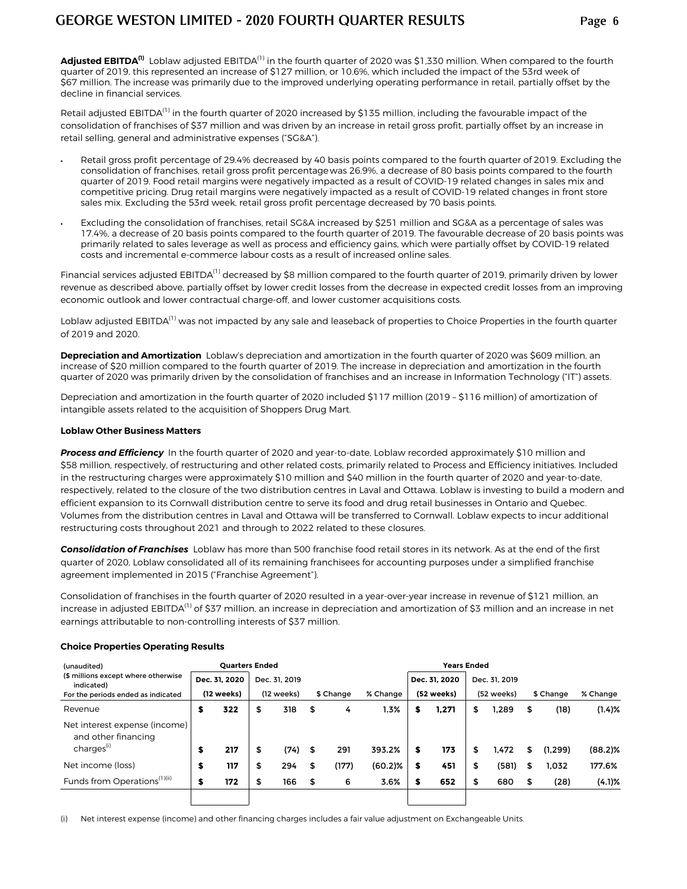**Adjusted EBITDA[(1)]** Loblaw adjusted EBITDA[(1)] in the fourth quarter of 2020 was $1,330 million. When compared to the fourth quarter of 2019, this represented an increase of $127 million, or 10.6%, which included the impact of the 53rd week of $67 million. The increase was primarily due to the improved underlying operating performance in retail, partially offset by the decline in financial services.

Retail adjusted EBITDA[(1)] in the fourth quarter of 2020 increased by $135 million, including the favourable impact of the consolidation of franchises of $37 million and was driven by an increase in retail gross profit, partially offset by an increase in retail selling, general and administrative expenses ("SG&A").

- Retail gross profit percentage of 29.4% decreased by 40 basis points compared to the fourth quarter of 2019. Excluding the consolidation of franchises, retail gross profit percentage was 26.9%, a decrease of 80 basis points compared to the fourth quarter of 2019. Food retail margins were negatively impacted as a result of COVID-19 related changes in sales mix and competitive pricing. Drug retail margins were negatively impacted as a result of COVID-19 related changes in front store sales mix. Excluding the 53rd week, retail gross profit percentage decreased by 70 basis points.
- Excluding the consolidation of franchises, retail SG&A increased by $251 million and SG&A as a percentage of sales was 17.4%, a decrease of 20 basis points compared to the fourth quarter of 2019. The favourable decrease of 20 basis points was primarily related to sales leverage as well as process and efficiency gains, which were partially offset by COVID-19 related costs and incremental e-commerce labour costs as a result of increased online sales.

Financial services adjusted EBITDA[(1)] decreased by $8 million compared to the fourth quarter of 2019, primarily driven by lower revenue as described above, partially offset by lower credit losses from the decrease in expected credit losses from an improving economic outlook and lower contractual charge-off, and lower customer acquisitions costs.

Loblaw adjusted EBITDA[(1)] was not impacted by any sale and leaseback of properties to Choice Properties in the fourth quarter of 2019 and 2020.

**Depreciation and Amortization** Loblaw's depreciation and amortization in the fourth quarter of 2020 was $609 million, an increase of $20 million compared to the fourth quarter of 2019. The increase in depreciation and amortization in the fourth quarter of 2020 was primarily driven by the consolidation of franchises and an increase in Information Technology ("IT") assets.

Depreciation and amortization in the fourth quarter of 2020 included $117 million (2019 – $116 million) of amortization of intangible assets related to the acquisition of Shoppers Drug Mart.

**Loblaw Other Business Matters**

***Process and Efficiency*** In the fourth quarter of 2020 and year-to-date, Loblaw recorded approximately $10 million and $58 million, respectively, of restructuring and other related costs, primarily related to Process and Efficiency initiatives. Included in the restructuring charges were approximately $10 million and $40 million in the fourth quarter of 2020 and year-to-date, respectively, related to the closure of the two distribution centres in Laval and Ottawa. Loblaw is investing to build a modern and efficient expansion to its Cornwall distribution centre to serve its food and drug retail businesses in Ontario and Quebec. Volumes from the distribution centres in Laval and Ottawa will be transferred to Cornwall. Loblaw expects to incur additional restructuring costs throughout 2021 and through to 2022 related to these closures.

***Consolidation of Franchises*** Loblaw has more than 500 franchise food retail stores in its network. As at the end of the first quarter of 2020, Loblaw consolidated all of its remaining franchisees for accounting purposes under a simplified franchise agreement implemented in 2015 ("Franchise Agreement").

Consolidation of franchises in the fourth quarter of 2020 resulted in a year-over-year increase in revenue of $121 million, an increase in adjusted EBITDA[(1)] of $37 million, an increase in depreciation and amortization of $3 million and an increase in net earnings attributable to non-controlling interests of $37 million.

**Choice Properties Operating Results**

| (unaudited) | Quarters Ended | | | | Years Ended | | | |
|---|---|---|---|---|---|---|---|---|
| ($ millions except where otherwise indicated) | Dec. 31, 2020 | Dec. 31, 2019 | | | Dec. 31, 2020 | Dec. 31, 2019 | | |
| For the periods ended as indicated | (12 weeks) | (12 weeks) | $ Change | % Change | (52 weeks) | (52 weeks) | $ Change | % Change |
| Revenue | $ 322 | $ 318 | $ 4 | 1.3% | $ 1,271 | $ 1,289 | $ (18) | (1.4)% |
| Net interest expense (income) and other financing charges[(i)] | $ 217 | $ (74) | $ 291 | 393.2% | $ 173 | $ 1,472 | $ (1,299) | (88.2)% |
| Net income (loss) | $ 117 | $ 294 | $ (177) | (60.2)% | $ 451 | $ (581) | $ 1,032 | 177.6% |
| Funds from Operations[(1)(ii)] | $ 172 | $ 166 | $ 6 | 3.6% | $ 652 | $ 680 | $ (28) | (4.1)% |

(i) Net interest expense (income) and other financing charges includes a fair value adjustment on Exchangeable Units.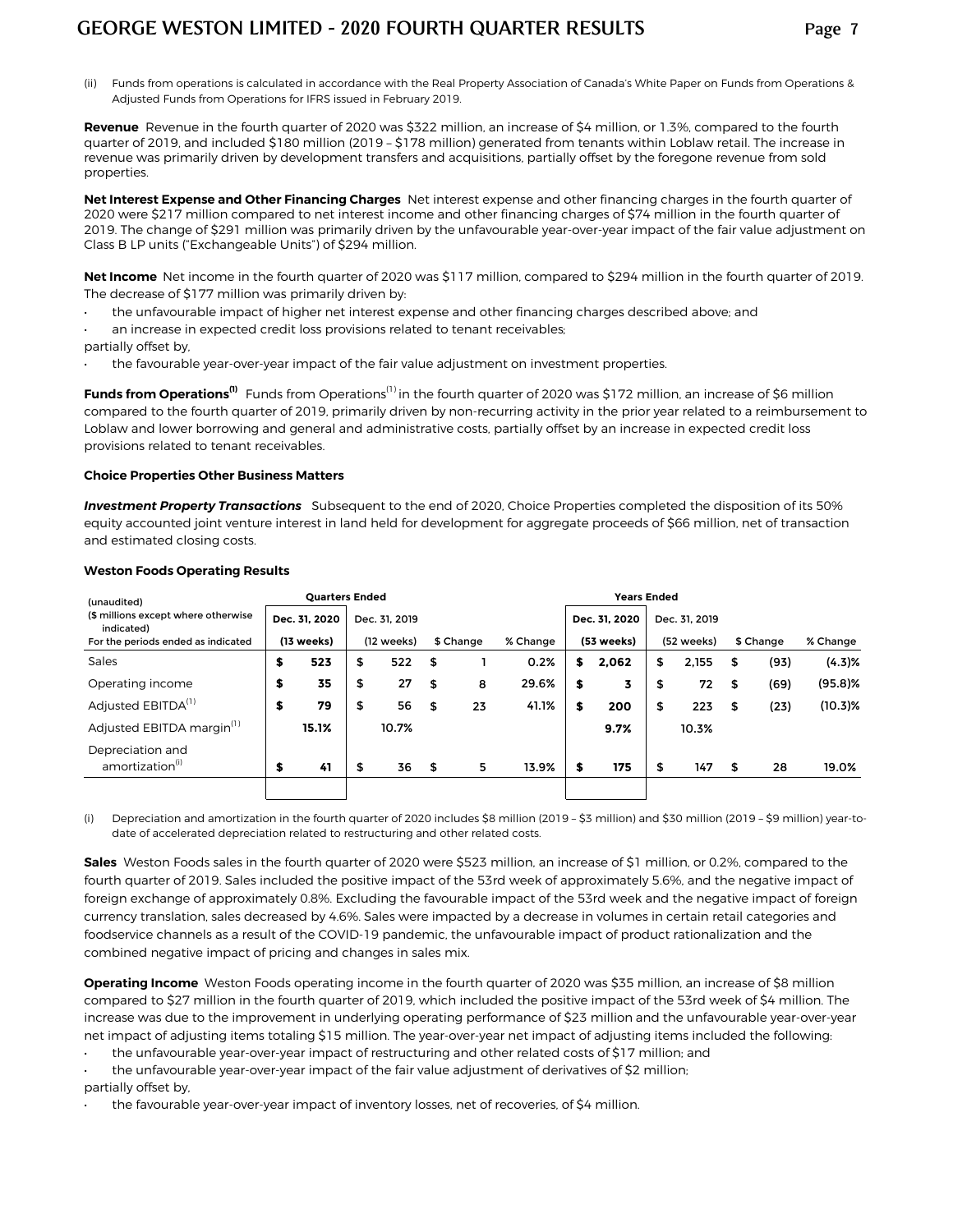(ii) Funds from operations is calculated in accordance with the Real Property Association of Canada's White Paper on Funds from Operations & Adjusted Funds from Operations for IFRS issued in February 2019.

**Revenue** Revenue in the fourth quarter of 2020 was $322 million, an increase of $4 million, or 1.3%, compared to the fourth quarter of 2019, and included $180 million (2019 – $178 million) generated from tenants within Loblaw retail. The increase in revenue was primarily driven by development transfers and acquisitions, partially offset by the foregone revenue from sold properties.

**Net Interest Expense and Other Financing Charges** Net interest expense and other financing charges in the fourth quarter of 2020 were $217 million compared to net interest income and other financing charges of $74 million in the fourth quarter of 2019. The change of $291 million was primarily driven by the unfavourable year-over-year impact of the fair value adjustment on Class B LP units ("Exchangeable Units") of $294 million.

**Net Income** Net income in the fourth quarter of 2020 was $117 million, compared to $294 million in the fourth quarter of 2019. The decrease of $177 million was primarily driven by:

- the unfavourable impact of higher net interest expense and other financing charges described above; and
- an increase in expected credit loss provisions related to tenant receivables;

partially offset by,

- the favourable year-over-year impact of the fair value adjustment on investment properties.

**Funds from Operations[1]** Funds from Operations[1] in the fourth quarter of 2020 was $172 million, an increase of $6 million compared to the fourth quarter of 2019, primarily driven by non-recurring activity in the prior year related to a reimbursement to Loblaw and lower borrowing and general and administrative costs, partially offset by an increase in expected credit loss provisions related to tenant receivables.

**Choice Properties Other Business Matters**

***Investment Property Transactions*** Subsequent to the end of 2020, Choice Properties completed the disposition of its 50% equity accounted joint venture interest in land held for development for aggregate proceeds of $66 million, net of transaction and estimated closing costs.

**Weston Foods Operating Results**

| (unaudited) | Quarters Ended | | | | Years Ended | | | |
|---|---|---|---|---|---|---|---|---|
| ($ millions except where otherwise indicated) | Dec. 31, 2020 | Dec. 31, 2019 | | | Dec. 31, 2020 | Dec. 31, 2019 | | |
| For the periods ended as indicated | (13 weeks) | (12 weeks) | $ Change | % Change | (53 weeks) | (52 weeks) | $ Change | % Change |
| Sales | **$ 523** | $ 522 | $ 1 | 0.2% | **$ 2,062** | $ 2,155 | $ (93) | (4.3)% |
| Operating income | **$ 35** | $ 27 | $ 8 | 29.6% | **$ 3** | $ 72 | $ (69) | (95.8)% |
| Adjusted EBITDA[1] | **$ 79** | $ 56 | $ 23 | 41.1% | **$ 200** | $ 223 | $ (23) | (10.3)% |
| Adjusted EBITDA margin[1] | **15.1%** | 10.7% | | | **9.7%** | 10.3% | | |
| Depreciation and amortization[i] | **$ 41** | $ 36 | $ 5 | 13.9% | **$ 175** | $ 147 | $ 28 | 19.0% |

(i) Depreciation and amortization in the fourth quarter of 2020 includes $8 million (2019 – $3 million) and $30 million (2019 – $9 million) year-to-date of accelerated depreciation related to restructuring and other related costs.

**Sales** Weston Foods sales in the fourth quarter of 2020 were $523 million, an increase of $1 million, or 0.2%, compared to the fourth quarter of 2019. Sales included the positive impact of the 53rd week of approximately 5.6%, and the negative impact of foreign exchange of approximately 0.8%. Excluding the favourable impact of the 53rd week and the negative impact of foreign currency translation, sales decreased by 4.6%. Sales were impacted by a decrease in volumes in certain retail categories and foodservice channels as a result of the COVID-19 pandemic, the unfavourable impact of product rationalization and the combined negative impact of pricing and changes in sales mix.

**Operating Income** Weston Foods operating income in the fourth quarter of 2020 was $35 million, an increase of $8 million compared to $27 million in the fourth quarter of 2019, which included the positive impact of the 53rd week of $4 million. The increase was due to the improvement in underlying operating performance of $23 million and the unfavourable year-over-year net impact of adjusting items totaling $15 million. The year-over-year net impact of adjusting items included the following:

- the unfavourable year-over-year impact of restructuring and other related costs of $17 million; and
- the unfavourable year-over-year impact of the fair value adjustment of derivatives of $2 million;

partially offset by,

- the favourable year-over-year impact of inventory losses, net of recoveries, of $4 million.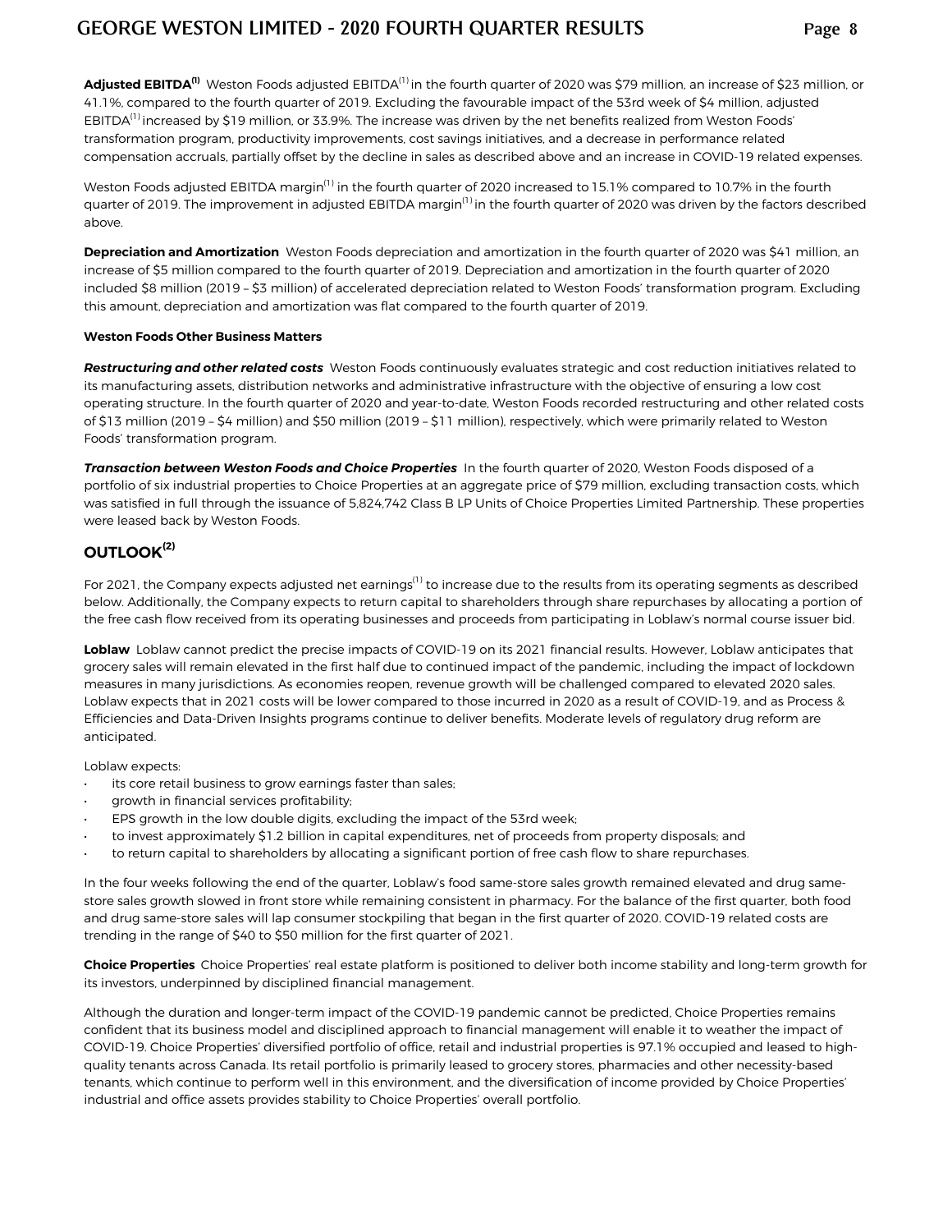**Adjusted EBITDA[(1)]** Weston Foods adjusted EBITDA[(1)] in the fourth quarter of 2020 was $79 million, an increase of $23 million, or 41.1%, compared to the fourth quarter of 2019. Excluding the favourable impact of the 53rd week of $4 million, adjusted EBITDA[(1)] increased by $19 million, or 33.9%. The increase was driven by the net benefits realized from Weston Foods' transformation program, productivity improvements, cost savings initiatives, and a decrease in performance related compensation accruals, partially offset by the decline in sales as described above and an increase in COVID-19 related expenses.

Weston Foods adjusted EBITDA margin[(1)] in the fourth quarter of 2020 increased to 15.1% compared to 10.7% in the fourth quarter of 2019. The improvement in adjusted EBITDA margin[(1)] in the fourth quarter of 2020 was driven by the factors described above.

**Depreciation and Amortization** Weston Foods depreciation and amortization in the fourth quarter of 2020 was $41 million, an increase of $5 million compared to the fourth quarter of 2019. Depreciation and amortization in the fourth quarter of 2020 included $8 million (2019 – $3 million) of accelerated depreciation related to Weston Foods' transformation program. Excluding this amount, depreciation and amortization was flat compared to the fourth quarter of 2019.

**Weston Foods Other Business Matters**

***Restructuring and other related costs*** Weston Foods continuously evaluates strategic and cost reduction initiatives related to its manufacturing assets, distribution networks and administrative infrastructure with the objective of ensuring a low cost operating structure. In the fourth quarter of 2020 and year-to-date, Weston Foods recorded restructuring and other related costs of $13 million (2019 – $4 million) and $50 million (2019 – $11 million), respectively, which were primarily related to Weston Foods' transformation program.

***Transaction between Weston Foods and Choice Properties*** In the fourth quarter of 2020, Weston Foods disposed of a portfolio of six industrial properties to Choice Properties at an aggregate price of $79 million, excluding transaction costs, which was satisfied in full through the issuance of 5,824,742 Class B LP Units of Choice Properties Limited Partnership. These properties were leased back by Weston Foods.

## OUTLOOK[(2)]

For 2021, the Company expects adjusted net earnings[(1)] to increase due to the results from its operating segments as described below. Additionally, the Company expects to return capital to shareholders through share repurchases by allocating a portion of the free cash flow received from its operating businesses and proceeds from participating in Loblaw's normal course issuer bid.

**Loblaw** Loblaw cannot predict the precise impacts of COVID-19 on its 2021 financial results. However, Loblaw anticipates that grocery sales will remain elevated in the first half due to continued impact of the pandemic, including the impact of lockdown measures in many jurisdictions. As economies reopen, revenue growth will be challenged compared to elevated 2020 sales. Loblaw expects that in 2021 costs will be lower compared to those incurred in 2020 as a result of COVID-19, and as Process & Efficiencies and Data-Driven Insights programs continue to deliver benefits. Moderate levels of regulatory drug reform are anticipated.

Loblaw expects:

- its core retail business to grow earnings faster than sales;
- growth in financial services profitability;
- EPS growth in the low double digits, excluding the impact of the 53rd week;
- to invest approximately $1.2 billion in capital expenditures, net of proceeds from property disposals; and
- to return capital to shareholders by allocating a significant portion of free cash flow to share repurchases.

In the four weeks following the end of the quarter, Loblaw's food same-store sales growth remained elevated and drug same-store sales growth slowed in front store while remaining consistent in pharmacy. For the balance of the first quarter, both food and drug same-store sales will lap consumer stockpiling that began in the first quarter of 2020. COVID-19 related costs are trending in the range of $40 to $50 million for the first quarter of 2021.

**Choice Properties** Choice Properties' real estate platform is positioned to deliver both income stability and long-term growth for its investors, underpinned by disciplined financial management.

Although the duration and longer-term impact of the COVID-19 pandemic cannot be predicted, Choice Properties remains confident that its business model and disciplined approach to financial management will enable it to weather the impact of COVID-19. Choice Properties' diversified portfolio of office, retail and industrial properties is 97.1% occupied and leased to high-quality tenants across Canada. Its retail portfolio is primarily leased to grocery stores, pharmacies and other necessity-based tenants, which continue to perform well in this environment, and the diversification of income provided by Choice Properties' industrial and office assets provides stability to Choice Properties' overall portfolio.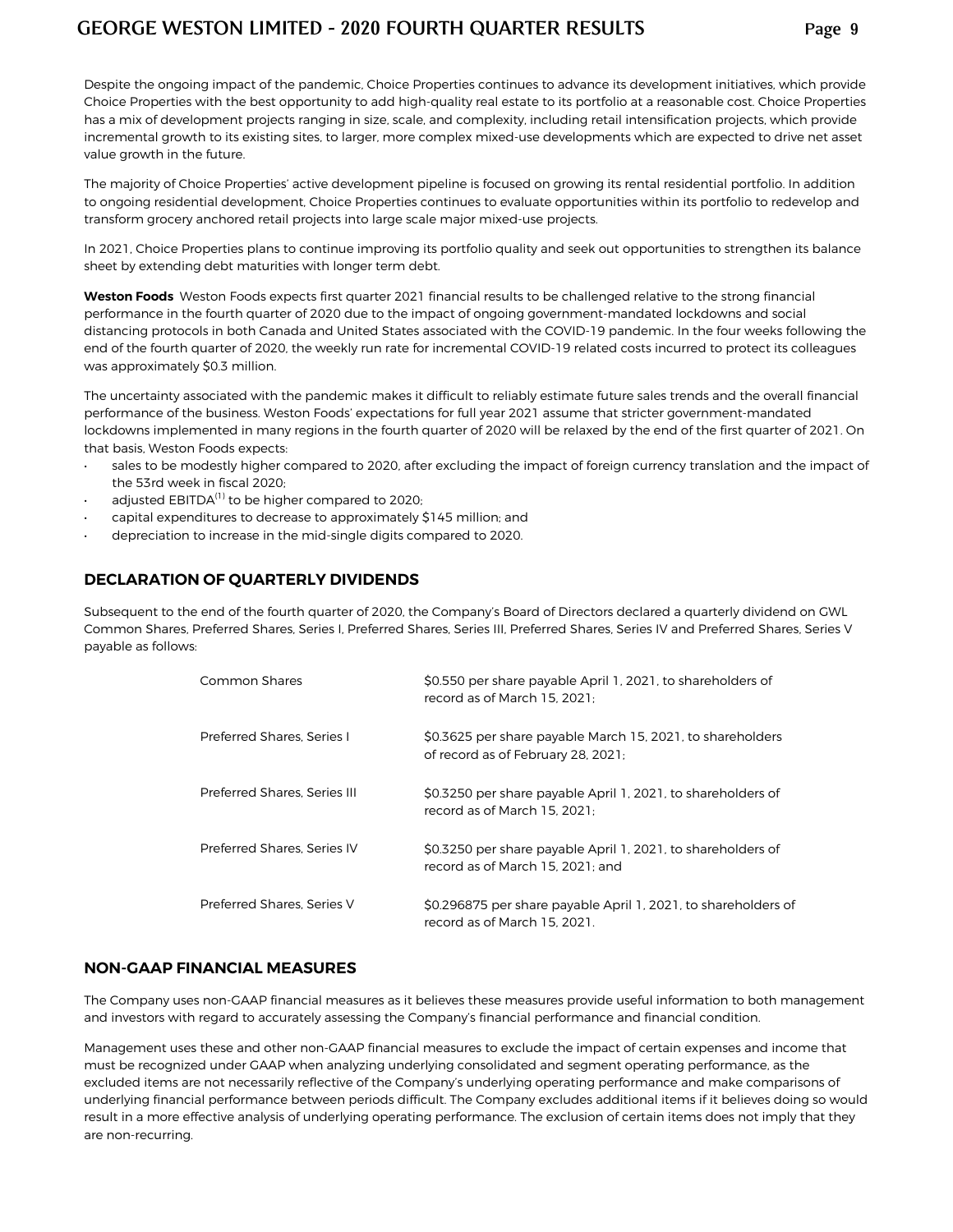Despite the ongoing impact of the pandemic, Choice Properties continues to advance its development initiatives, which provide Choice Properties with the best opportunity to add high-quality real estate to its portfolio at a reasonable cost. Choice Properties has a mix of development projects ranging in size, scale, and complexity, including retail intensification projects, which provide incremental growth to its existing sites, to larger, more complex mixed-use developments which are expected to drive net asset value growth in the future.

The majority of Choice Properties' active development pipeline is focused on growing its rental residential portfolio. In addition to ongoing residential development, Choice Properties continues to evaluate opportunities within its portfolio to redevelop and transform grocery anchored retail projects into large scale major mixed-use projects.

In 2021, Choice Properties plans to continue improving its portfolio quality and seek out opportunities to strengthen its balance sheet by extending debt maturities with longer term debt.

**Weston Foods** Weston Foods expects first quarter 2021 financial results to be challenged relative to the strong financial performance in the fourth quarter of 2020 due to the impact of ongoing government-mandated lockdowns and social distancing protocols in both Canada and United States associated with the COVID-19 pandemic. In the four weeks following the end of the fourth quarter of 2020, the weekly run rate for incremental COVID-19 related costs incurred to protect its colleagues was approximately $0.3 million.

The uncertainty associated with the pandemic makes it difficult to reliably estimate future sales trends and the overall financial performance of the business. Weston Foods' expectations for full year 2021 assume that stricter government-mandated lockdowns implemented in many regions in the fourth quarter of 2020 will be relaxed by the end of the first quarter of 2021. On that basis, Weston Foods expects:

- sales to be modestly higher compared to 2020, after excluding the impact of foreign currency translation and the impact of the 53rd week in fiscal 2020;
- adjusted EBITDA[1] to be higher compared to 2020;
- capital expenditures to decrease to approximately $145 million; and
- depreciation to increase in the mid-single digits compared to 2020.

## DECLARATION OF QUARTERLY DIVIDENDS

Subsequent to the end of the fourth quarter of 2020, the Company's Board of Directors declared a quarterly dividend on GWL Common Shares, Preferred Shares, Series I, Preferred Shares, Series III, Preferred Shares, Series IV and Preferred Shares, Series V payable as follows:

| | |
|---|---|
| Common Shares | $0.550 per share payable April 1, 2021, to shareholders of record as of March 15, 2021; |
| Preferred Shares, Series I | $0.3625 per share payable March 15, 2021, to shareholders of record as of February 28, 2021; |
| Preferred Shares, Series III | $0.3250 per share payable April 1, 2021, to shareholders of record as of March 15, 2021; |
| Preferred Shares, Series IV | $0.3250 per share payable April 1, 2021, to shareholders of record as of March 15, 2021; and |
| Preferred Shares, Series V | $0.296875 per share payable April 1, 2021, to shareholders of record as of March 15, 2021. |

## NON-GAAP FINANCIAL MEASURES

The Company uses non-GAAP financial measures as it believes these measures provide useful information to both management and investors with regard to accurately assessing the Company's financial performance and financial condition.

Management uses these and other non-GAAP financial measures to exclude the impact of certain expenses and income that must be recognized under GAAP when analyzing underlying consolidated and segment operating performance, as the excluded items are not necessarily reflective of the Company's underlying operating performance and make comparisons of underlying financial performance between periods difficult. The Company excludes additional items if it believes doing so would result in a more effective analysis of underlying operating performance. The exclusion of certain items does not imply that they are non-recurring.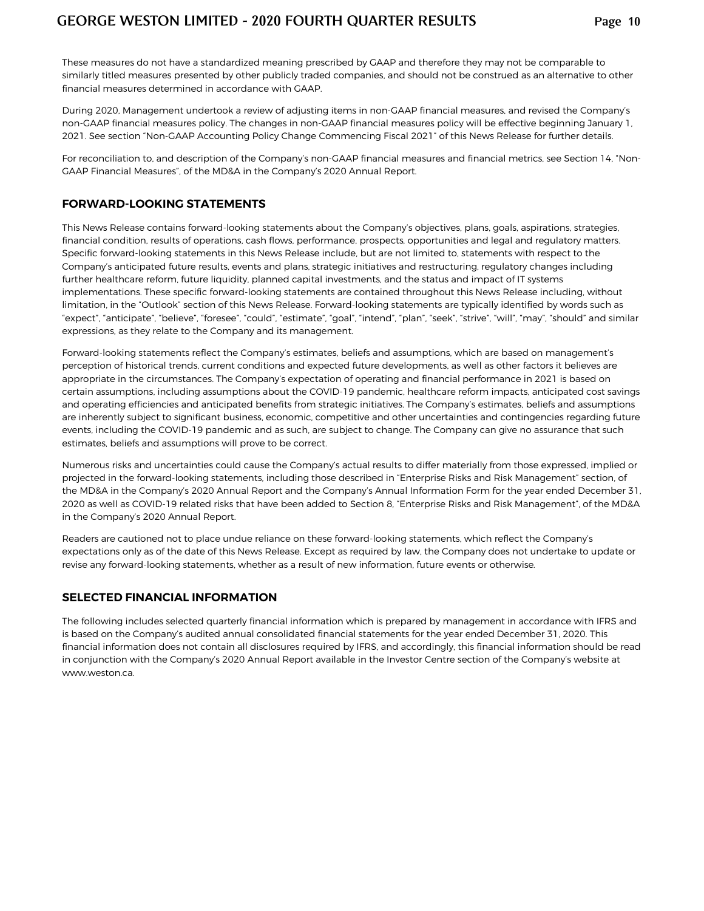These measures do not have a standardized meaning prescribed by GAAP and therefore they may not be comparable to similarly titled measures presented by other publicly traded companies, and should not be construed as an alternative to other financial measures determined in accordance with GAAP.

During 2020, Management undertook a review of adjusting items in non-GAAP financial measures, and revised the Company's non-GAAP financial measures policy. The changes in non-GAAP financial measures policy will be effective beginning January 1, 2021. See section "Non-GAAP Accounting Policy Change Commencing Fiscal 2021" of this News Release for further details.

For reconciliation to, and description of the Company's non-GAAP financial measures and financial metrics, see Section 14, "Non-GAAP Financial Measures", of the MD&A in the Company's 2020 Annual Report.

## FORWARD-LOOKING STATEMENTS

This News Release contains forward-looking statements about the Company's objectives, plans, goals, aspirations, strategies, financial condition, results of operations, cash flows, performance, prospects, opportunities and legal and regulatory matters. Specific forward-looking statements in this News Release include, but are not limited to, statements with respect to the Company's anticipated future results, events and plans, strategic initiatives and restructuring, regulatory changes including further healthcare reform, future liquidity, planned capital investments, and the status and impact of IT systems implementations. These specific forward-looking statements are contained throughout this News Release including, without limitation, in the "Outlook" section of this News Release. Forward-looking statements are typically identified by words such as "expect", "anticipate", "believe", "foresee", "could", "estimate", "goal", "intend", "plan", "seek", "strive", "will", "may", "should" and similar expressions, as they relate to the Company and its management.

Forward-looking statements reflect the Company's estimates, beliefs and assumptions, which are based on management's perception of historical trends, current conditions and expected future developments, as well as other factors it believes are appropriate in the circumstances. The Company's expectation of operating and financial performance in 2021 is based on certain assumptions, including assumptions about the COVID-19 pandemic, healthcare reform impacts, anticipated cost savings and operating efficiencies and anticipated benefits from strategic initiatives. The Company's estimates, beliefs and assumptions are inherently subject to significant business, economic, competitive and other uncertainties and contingencies regarding future events, including the COVID-19 pandemic and as such, are subject to change. The Company can give no assurance that such estimates, beliefs and assumptions will prove to be correct.

Numerous risks and uncertainties could cause the Company's actual results to differ materially from those expressed, implied or projected in the forward-looking statements, including those described in "Enterprise Risks and Risk Management" section, of the MD&A in the Company's 2020 Annual Report and the Company's Annual Information Form for the year ended December 31, 2020 as well as COVID-19 related risks that have been added to Section 8, "Enterprise Risks and Risk Management", of the MD&A in the Company's 2020 Annual Report.

Readers are cautioned not to place undue reliance on these forward-looking statements, which reflect the Company's expectations only as of the date of this News Release. Except as required by law, the Company does not undertake to update or revise any forward-looking statements, whether as a result of new information, future events or otherwise.

## SELECTED FINANCIAL INFORMATION

The following includes selected quarterly financial information which is prepared by management in accordance with IFRS and is based on the Company's audited annual consolidated financial statements for the year ended December 31, 2020. This financial information does not contain all disclosures required by IFRS, and accordingly, this financial information should be read in conjunction with the Company's 2020 Annual Report available in the Investor Centre section of the Company's website at www.weston.ca.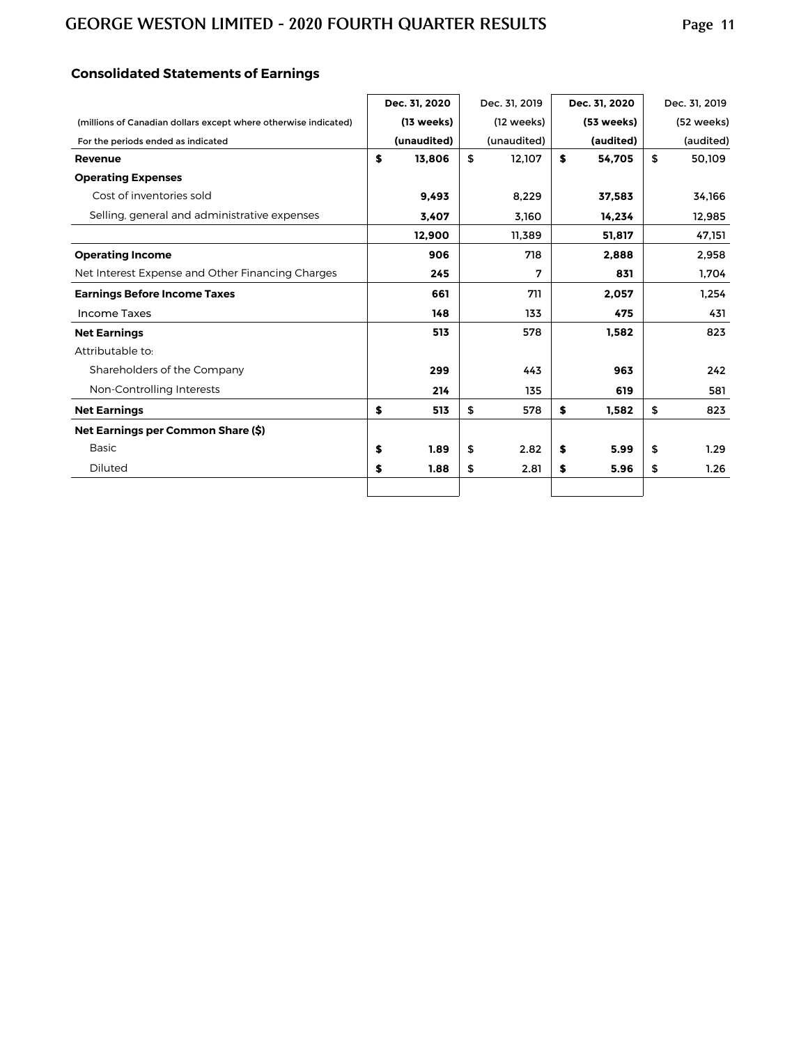## Consolidated Statements of Earnings

| (millions of Canadian dollars except where otherwise indicated) For the periods ended as indicated | Dec. 31, 2020 (13 weeks) (unaudited) | Dec. 31, 2019 (12 weeks) (unaudited) | Dec. 31, 2020 (53 weeks) (audited) | Dec. 31, 2019 (52 weeks) (audited) |
|---|---|---|---|---|
| **Revenue** | **$ 13,806** | $ 12,107 | **$ 54,705** | $ 50,109 |
| **Operating Expenses** | | | | |
| Cost of inventories sold | **9,493** | 8,229 | **37,583** | 34,166 |
| Selling, general and administrative expenses | **3,407** | 3,160 | **14,234** | 12,985 |
| | **12,900** | 11,389 | **51,817** | 47,151 |
| **Operating Income** | **906** | 718 | **2,888** | 2,958 |
| Net Interest Expense and Other Financing Charges | **245** | 7 | **831** | 1,704 |
| **Earnings Before Income Taxes** | **661** | 711 | **2,057** | 1,254 |
| Income Taxes | **148** | 133 | **475** | 431 |
| **Net Earnings** | **513** | 578 | **1,582** | 823 |
| Attributable to: | | | | |
| Shareholders of the Company | **299** | 443 | **963** | 242 |
| Non-Controlling Interests | **214** | 135 | **619** | 581 |
| **Net Earnings** | **$ 513** | $ 578 | **$ 1,582** | $ 823 |
| **Net Earnings per Common Share ($)** | | | | |
| Basic | **$ 1.89** | $ 2.82 | **$ 5.99** | $ 1.29 |
| Diluted | **$ 1.88** | $ 2.81 | **$ 5.96** | $ 1.26 |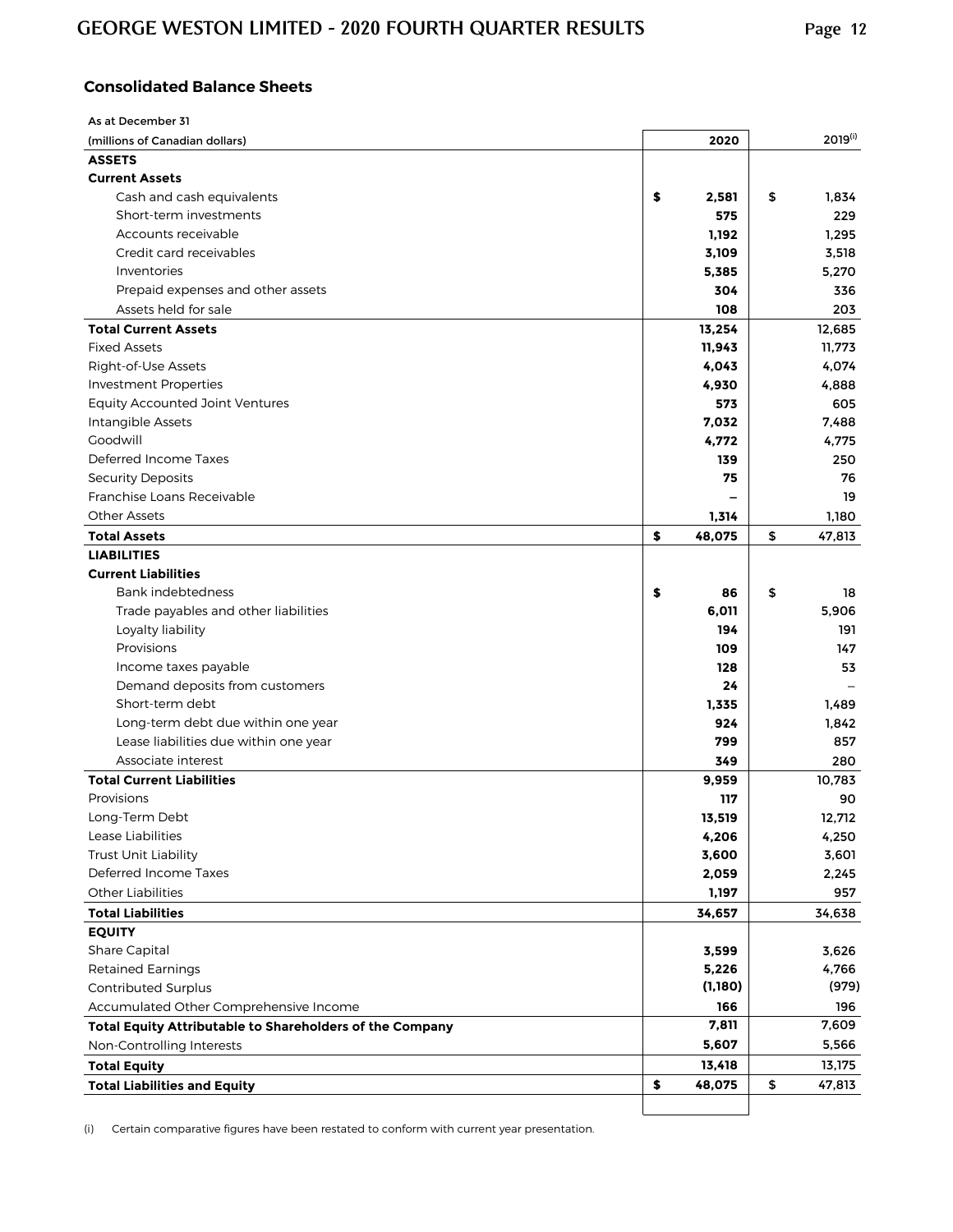## Consolidated Balance Sheets

| As at December 31 (millions of Canadian dollars) | 2020 | 2019[(i)] |
|---|---|---|
| **ASSETS** | | |
| **Current Assets** | | |
| Cash and cash equivalents | **$ 2,581** | $ 1,834 |
| Short-term investments | **575** | 229 |
| Accounts receivable | **1,192** | 1,295 |
| Credit card receivables | **3,109** | 3,518 |
| Inventories | **5,385** | 5,270 |
| Prepaid expenses and other assets | **304** | 336 |
| Assets held for sale | **108** | 203 |
| **Total Current Assets** | **13,254** | 12,685 |
| Fixed Assets | **11,943** | 11,773 |
| Right-of-Use Assets | **4,043** | 4,074 |
| Investment Properties | **4,930** | 4,888 |
| Equity Accounted Joint Ventures | **573** | 605 |
| Intangible Assets | **7,032** | 7,488 |
| Goodwill | **4,772** | 4,775 |
| Deferred Income Taxes | **139** | 250 |
| Security Deposits | **75** | 76 |
| Franchise Loans Receivable | **–** | 19 |
| Other Assets | **1,314** | 1,180 |
| **Total Assets** | **$ 48,075** | $ 47,813 |
| **LIABILITIES** | | |
| **Current Liabilities** | | |
| Bank indebtedness | **$ 86** | $ 18 |
| Trade payables and other liabilities | **6,011** | 5,906 |
| Loyalty liability | **194** | 191 |
| Provisions | **109** | 147 |
| Income taxes payable | **128** | 53 |
| Demand deposits from customers | **24** | – |
| Short-term debt | **1,335** | 1,489 |
| Long-term debt due within one year | **924** | 1,842 |
| Lease liabilities due within one year | **799** | 857 |
| Associate interest | **349** | 280 |
| **Total Current Liabilities** | **9,959** | 10,783 |
| Provisions | **117** | 90 |
| Long-Term Debt | **13,519** | 12,712 |
| Lease Liabilities | **4,206** | 4,250 |
| Trust Unit Liability | **3,600** | 3,601 |
| Deferred Income Taxes | **2,059** | 2,245 |
| Other Liabilities | **1,197** | 957 |
| **Total Liabilities** | **34,657** | 34,638 |
| **EQUITY** | | |
| Share Capital | **3,599** | 3,626 |
| Retained Earnings | **5,226** | 4,766 |
| Contributed Surplus | **(1,180)** | (979) |
| Accumulated Other Comprehensive Income | **166** | 196 |
| **Total Equity Attributable to Shareholders of the Company** | **7,811** | 7,609 |
| Non-Controlling Interests | **5,607** | 5,566 |
| **Total Equity** | **13,418** | 13,175 |
| **Total Liabilities and Equity** | **$ 48,075** | $ 47,813 |

(i) Certain comparative figures have been restated to conform with current year presentation.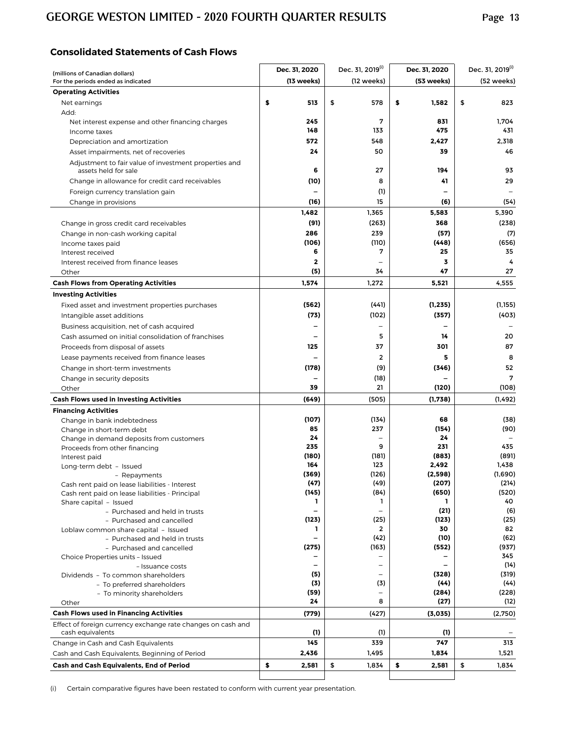## Consolidated Statements of Cash Flows

| (millions of Canadian dollars) For the periods ended as indicated | Dec. 31, 2020 (13 weeks) | Dec. 31, 2019[(i)] (12 weeks) | Dec. 31, 2020 (53 weeks) | Dec. 31, 2019[(i)] (52 weeks) |
|---|---|---|---|---|
| **Operating Activities** | | | | |
| Net earnings | **$ 513** | $ 578 | **$ 1,582** | $ 823 |
| Add: | | | | |
| Net interest expense and other financing charges | **245** | 7 | **831** | 1,704 |
| Income taxes | **148** | 133 | **475** | 431 |
| Depreciation and amortization | **572** | 548 | **2,427** | 2,318 |
| Asset impairments, net of recoveries | **24** | 50 | **39** | 46 |
| Adjustment to fair value of investment properties and assets held for sale | **6** | 27 | **194** | 93 |
| Change in allowance for credit card receivables | **(10)** | 8 | **41** | 29 |
| Foreign currency translation gain | **–** | (1) | **–** | – |
| Change in provisions | **(16)** | 15 | **(6)** | (54) |
| | **1,482** | 1,365 | **5,583** | 5,390 |
| Change in gross credit card receivables | **(91)** | (263) | **368** | (238) |
| Change in non-cash working capital | **286** | 239 | **(57)** | (7) |
| Income taxes paid | **(106)** | (110) | **(448)** | (656) |
| Interest received | **6** | 7 | **25** | 35 |
| Interest received from finance leases | **2** | – | **3** | 4 |
| Other | **(5)** | 34 | **47** | 27 |
| **Cash Flows from Operating Activities** | **1,574** | 1,272 | **5,521** | 4,555 |
| **Investing Activities** | | | | |
| Fixed asset and investment properties purchases | **(562)** | (441) | **(1,235)** | (1,155) |
| Intangible asset additions | **(73)** | (102) | **(357)** | (403) |
| Business acquisition, net of cash acquired | **–** | – | **–** | – |
| Cash assumed on initial consolidation of franchises | **–** | 5 | **14** | 20 |
| Proceeds from disposal of assets | **125** | 37 | **301** | 87 |
| Lease payments received from finance leases | **–** | 2 | **5** | 8 |
| Change in short-term investments | **(178)** | (9) | **(346)** | 52 |
| Change in security deposits | **–** | (18) | **–** | 7 |
| Other | **39** | 21 | **(120)** | (108) |
| **Cash Flows used in Investing Activities** | **(649)** | (505) | **(1,738)** | (1,492) |
| **Financing Activities** | | | | |
| Change in bank indebtedness | **(107)** | (134) | **68** | (38) |
| Change in short-term debt | **85** | 237 | **(154)** | (90) |
| Change in demand deposits from customers | **24** | – | **24** | – |
| Proceeds from other financing | **235** | 9 | **231** | 435 |
| Interest paid | **(180)** | (181) | **(883)** | (891) |
| Long-term debt – Issued | **164** | 123 | **2,492** | 1,438 |
| – Repayments | **(369)** | (126) | **(2,598)** | (1,690) |
| Cash rent paid on lease liabilities - Interest | **(47)** | (49) | **(207)** | (214) |
| Cash rent paid on lease liabilities - Principal | **(145)** | (84) | **(650)** | (520) |
| Share capital – Issued | **1** | 1 | **1** | 40 |
| – Purchased and held in trusts | **–** | – | **(21)** | (6) |
| – Purchased and cancelled | **(123)** | (25) | **(123)** | (25) |
| Loblaw common share capital – Issued | **1** | 2 | **30** | 82 |
| – Purchased and held in trusts | **–** | (42) | **(10)** | (62) |
| – Purchased and cancelled | **(275)** | (163) | **(552)** | (937) |
| Choice Properties units – Issued | **–** | – | **–** | 345 |
| – Issuance costs | **–** | – | **–** | (14) |
| Dividends – To common shareholders | **(5)** | – | **(328)** | (319) |
| – To preferred shareholders | **(3)** | (3) | **(44)** | (44) |
| – To minority shareholders | **(59)** | – | **(284)** | (228) |
| Other | **24** | 8 | **(27)** | (12) |
| **Cash Flows used in Financing Activities** | **(779)** | (427) | **(3,035)** | (2,750) |
| Effect of foreign currency exchange rate changes on cash and cash equivalents | **(1)** | (1) | **(1)** | – |
| Change in Cash and Cash Equivalents | **145** | 339 | **747** | 313 |
| Cash and Cash Equivalents, Beginning of Period | **2,436** | 1,495 | **1,834** | 1,521 |
| **Cash and Cash Equivalents, End of Period** | **$ 2,581** | $ 1,834 | **$ 2,581** | $ 1,834 |

(i) Certain comparative figures have been restated to conform with current year presentation.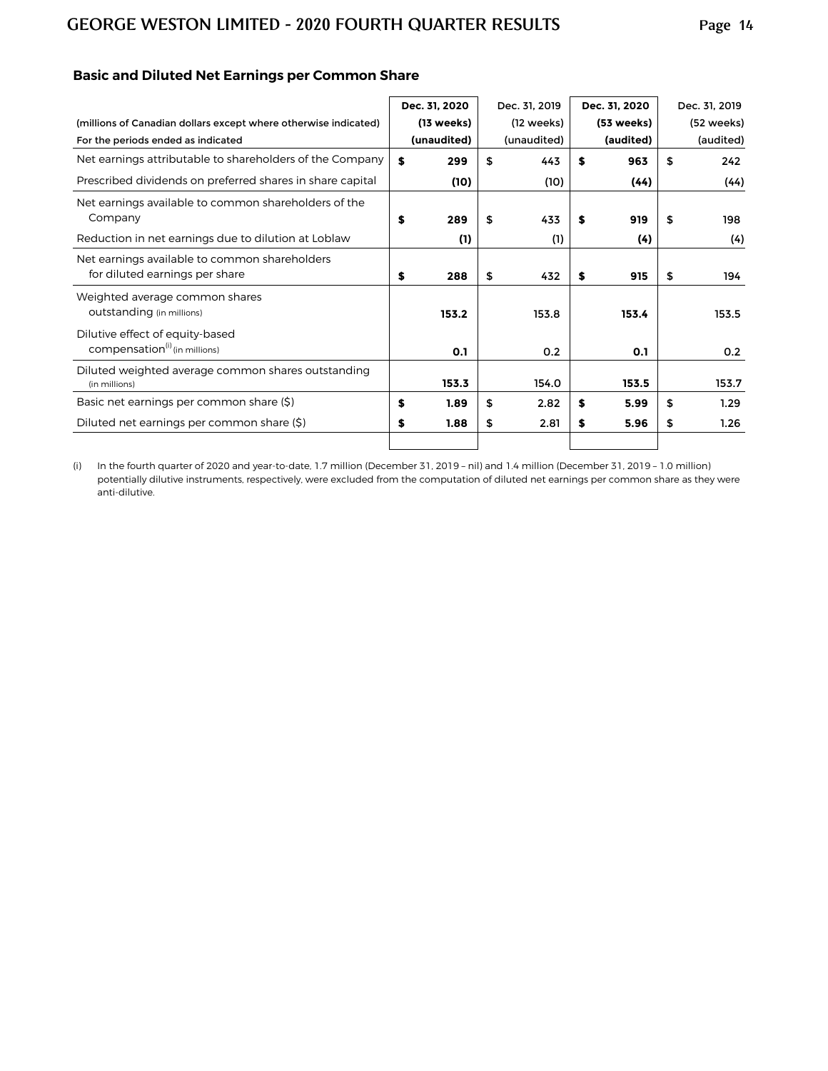### Basic and Diluted Net Earnings per Common Share

| (millions of Canadian dollars except where otherwise indicated)<br>For the periods ended as indicated | Dec. 31, 2020<br>(13 weeks)<br>(unaudited) | Dec. 31, 2019<br>(12 weeks)<br>(unaudited) | Dec. 31, 2020<br>(53 weeks)<br>(audited) | Dec. 31, 2019<br>(52 weeks)<br>(audited) |
|---|---|---|---|---|
| Net earnings attributable to shareholders of the Company | $ 299 | $ 443 | $ 963 | $ 242 |
| Prescribed dividends on preferred shares in share capital | (10) | (10) | (44) | (44) |
| Net earnings available to common shareholders of the Company | $ 289 | $ 433 | $ 919 | $ 198 |
| Reduction in net earnings due to dilution at Loblaw | (1) | (1) | (4) | (4) |
| Net earnings available to common shareholders for diluted earnings per share | $ 288 | $ 432 | $ 915 | $ 194 |
| Weighted average common shares outstanding (in millions) | 153.2 | 153.8 | 153.4 | 153.5 |
| Dilutive effect of equity-based compensation[(i)] (in millions) | 0.1 | 0.2 | 0.1 | 0.2 |
| Diluted weighted average common shares outstanding (in millions) | 153.3 | 154.0 | 153.5 | 153.7 |
| Basic net earnings per common share ($) | $ 1.89 | $ 2.82 | $ 5.99 | $ 1.29 |
| Diluted net earnings per common share ($) | $ 1.88 | $ 2.81 | $ 5.96 | $ 1.26 |

(i) In the fourth quarter of 2020 and year-to-date, 1.7 million (December 31, 2019 – nil) and 1.4 million (December 31, 2019 – 1.0 million) potentially dilutive instruments, respectively, were excluded from the computation of diluted net earnings per common share as they were anti-dilutive.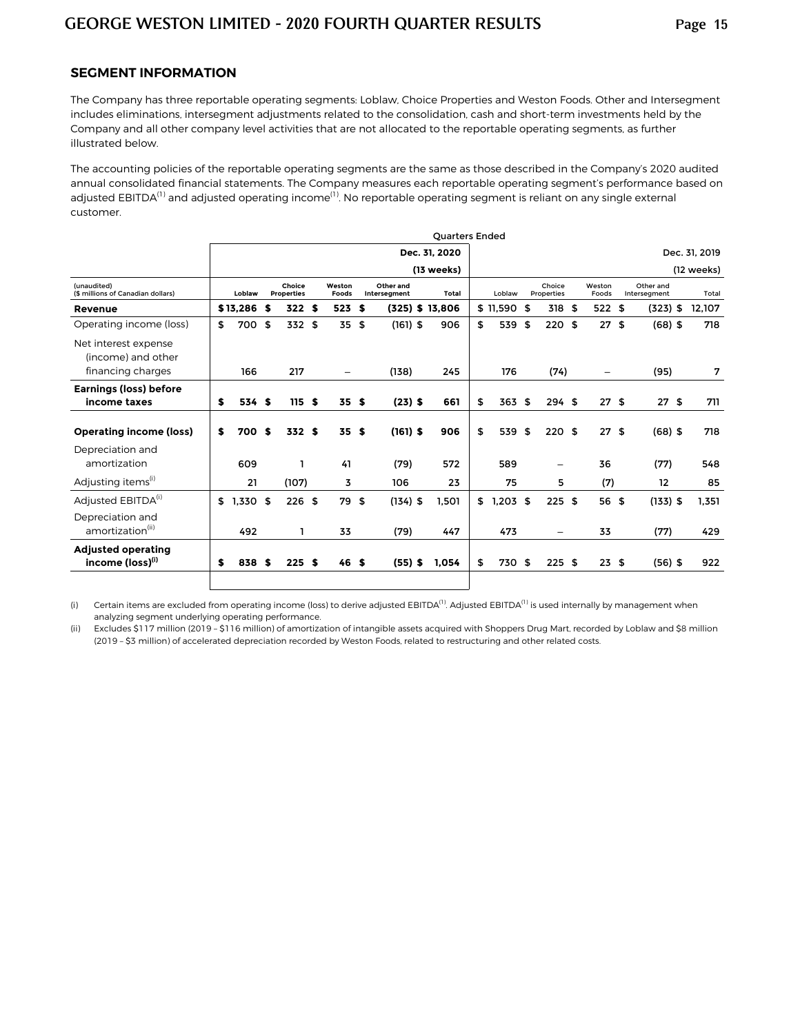## SEGMENT INFORMATION

The Company has three reportable operating segments: Loblaw, Choice Properties and Weston Foods. Other and Intersegment includes eliminations, intersegment adjustments related to the consolidation, cash and short-term investments held by the Company and all other company level activities that are not allocated to the reportable operating segments, as further illustrated below.

The accounting policies of the reportable operating segments are the same as those described in the Company's 2020 audited annual consolidated financial statements. The Company measures each reportable operating segment's performance based on adjusted EBITDA[1] and adjusted operating income[1]. No reportable operating segment is reliant on any single external customer.

| | Quarters Ended | | | | | | | | | |
|---|---|---|---|---|---|---|---|---|---|---|
| | | | | | Dec. 31, 2020 (13 weeks) | | | | | Dec. 31, 2019 (12 weeks) |
| (unaudited) ($ millions of Canadian dollars) | Loblaw | Choice Properties | Weston Foods | Other and Intersegment | Total | Loblaw | Choice Properties | Weston Foods | Other and Intersegment | Total |
| **Revenue** | **$ 13,286** | **$ 322** | **$ 523** | **$ (325)** | **$ 13,806** | $ 11,590 | $ 318 | $ 522 | $ (323) | $ 12,107 |
| Operating income (loss) | $ 700 | $ 332 | $ 35 | $ (161) | $ 906 | $ 539 | $ 220 | $ 27 | $ (68) | $ 718 |
| Net interest expense (income) and other financing charges | 166 | 217 | – | (138) | 245 | 176 | (74) | – | (95) | 7 |
| **Earnings (loss) before income taxes** | **$ 534** | **$ 115** | **$ 35** | **$ (23)** | **$ 661** | $ 363 | $ 294 | $ 27 | $ 27 | $ 711 |
| **Operating income (loss)** | **$ 700** | **$ 332** | **$ 35** | **$ (161)** | **$ 906** | $ 539 | $ 220 | $ 27 | $ (68) | $ 718 |
| Depreciation and amortization | 609 | 1 | 41 | (79) | 572 | 589 | – | 36 | (77) | 548 |
| Adjusting items(i) | 21 | (107) | 3 | 106 | 23 | 75 | 5 | (7) | 12 | 85 |
| Adjusted EBITDA(i) | $ 1,330 | $ 226 | $ 79 | $ (134) | $ 1,501 | $ 1,203 | $ 225 | $ 56 | $ (133) | $ 1,351 |
| Depreciation and amortization(ii) | 492 | 1 | 33 | (79) | 447 | 473 | – | 33 | (77) | 429 |
| **Adjusted operating income (loss)(i)** | **$ 838** | **$ 225** | **$ 46** | **$ (55)** | **$ 1,054** | $ 730 | $ 225 | $ 23 | $ (56) | $ 922 |

(i) Certain items are excluded from operating income (loss) to derive adjusted EBITDA[1]. Adjusted EBITDA[1] is used internally by management when analyzing segment underlying operating performance.

(ii) Excludes $117 million (2019 – $116 million) of amortization of intangible assets acquired with Shoppers Drug Mart, recorded by Loblaw and $8 million (2019 – $3 million) of accelerated depreciation recorded by Weston Foods, related to restructuring and other related costs.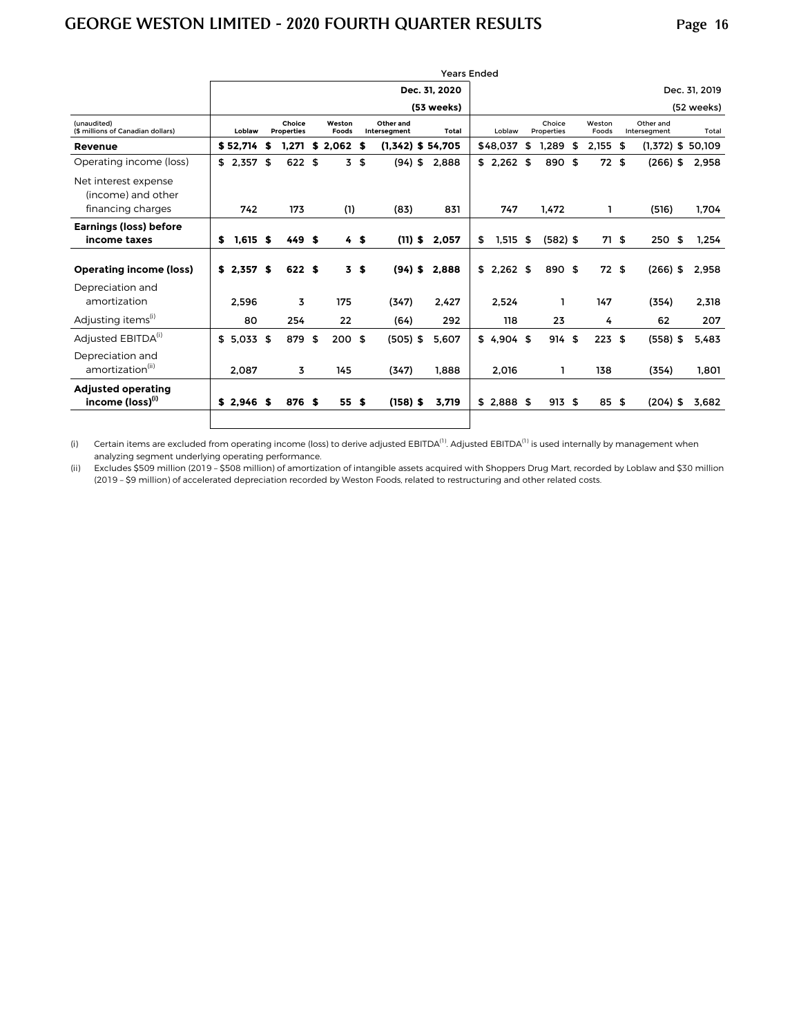| (unaudited) ($ millions of Canadian dollars) | Years Ended Dec. 31, 2020 (53 weeks) | | | | | Dec. 31, 2019 (52 weeks) | | | | |
|---|---|---|---|---|---|---|---|---|---|---|
| | Loblaw | Choice Properties | Weston Foods | Other and Intersegment | Total | Loblaw | Choice Properties | Weston Foods | Other and Intersegment | Total |
| **Revenue** | $ 52,714 | $ 1,271 | $ 2,062 | $ (1,342) | $ 54,705 | $48,037 | $ 1,289 | $ 2,155 | $ (1,372) | $ 50,109 |
| Operating income (loss) | $ 2,357 | $ 622 | $ 3 | $ (94) | $ 2,888 | $ 2,262 | $ 890 | $ 72 | $ (266) | $ 2,958 |
| Net interest expense (income) and other financing charges | 742 | 173 | (1) | (83) | 831 | 747 | 1,472 | 1 | (516) | 1,704 |
| **Earnings (loss) before income taxes** | $ 1,615 | $ 449 | $ 4 | $ (11) | $ 2,057 | $ 1,515 | $ (582) | $ 71 | $ 250 | $ 1,254 |
| **Operating income (loss)** | $ 2,357 | $ 622 | $ 3 | $ (94) | $ 2,888 | $ 2,262 | $ 890 | $ 72 | $ (266) | $ 2,958 |
| Depreciation and amortization | 2,596 | 3 | 175 | (347) | 2,427 | 2,524 | 1 | 147 | (354) | 2,318 |
| Adjusting items[(i)] | 80 | 254 | 22 | (64) | 292 | 118 | 23 | 4 | 62 | 207 |
| Adjusted EBITDA[(i)] | $ 5,033 | $ 879 | $ 200 | $ (505) | $ 5,607 | $ 4,904 | $ 914 | $ 223 | $ (558) | $ 5,483 |
| Depreciation and amortization[(ii)] | 2,087 | 3 | 145 | (347) | 1,888 | 2,016 | 1 | 138 | (354) | 1,801 |
| **Adjusted operating income (loss)[(i)]** | $ 2,946 | $ 876 | $ 55 | $ (158) | $ 3,719 | $ 2,888 | $ 913 | $ 85 | $ (204) | $ 3,682 |

(i) Certain items are excluded from operating income (loss) to derive adjusted EBITDA[(1)]. Adjusted EBITDA[(1)] is used internally by management when analyzing segment underlying operating performance.

(ii) Excludes $509 million (2019 – $508 million) of amortization of intangible assets acquired with Shoppers Drug Mart, recorded by Loblaw and $30 million (2019 – $9 million) of accelerated depreciation recorded by Weston Foods, related to restructuring and other related costs.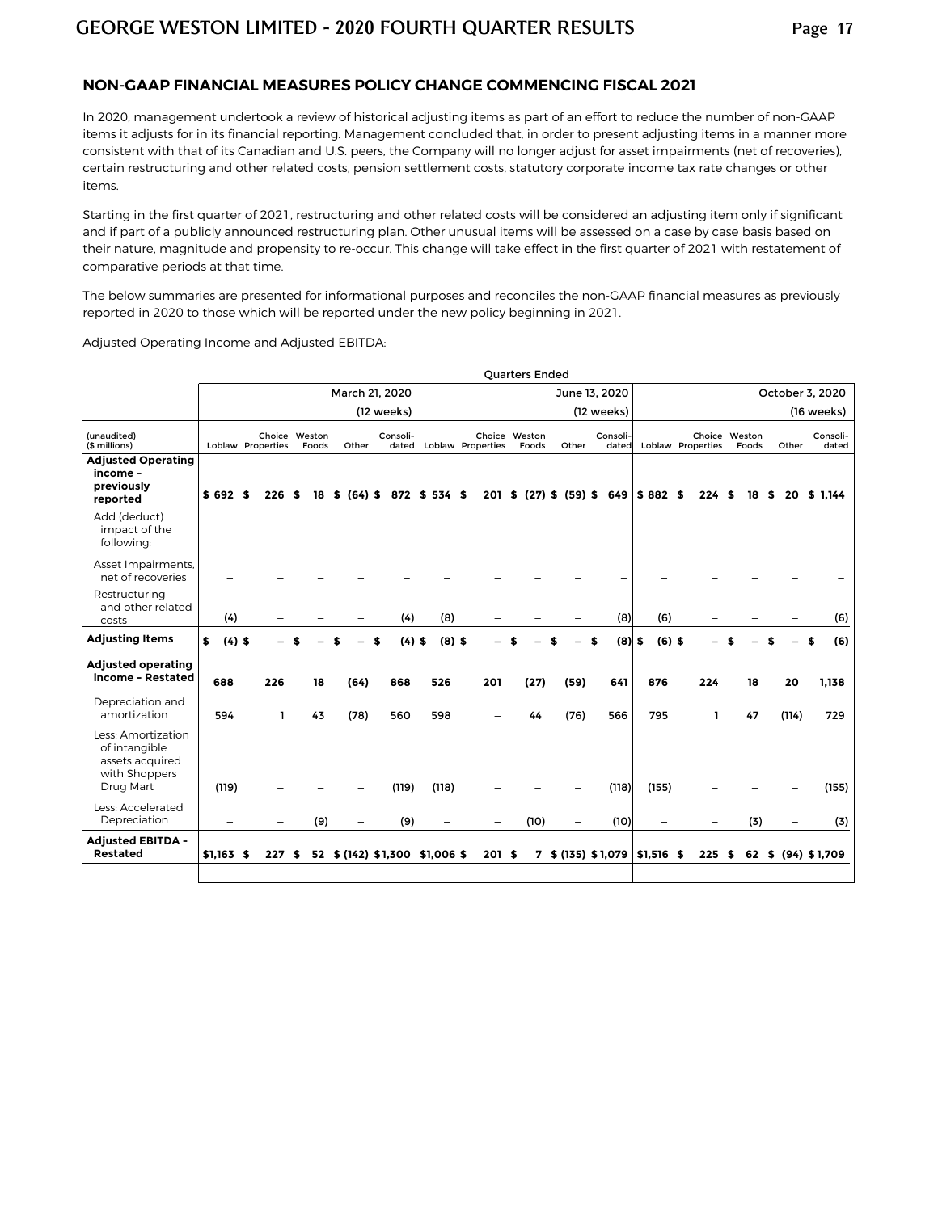## NON-GAAP FINANCIAL MEASURES POLICY CHANGE COMMENCING FISCAL 2021

In 2020, management undertook a review of historical adjusting items as part of an effort to reduce the number of non-GAAP items it adjusts for in its financial reporting. Management concluded that, in order to present adjusting items in a manner more consistent with that of its Canadian and U.S. peers, the Company will no longer adjust for asset impairments (net of recoveries), certain restructuring and other related costs, pension settlement costs, statutory corporate income tax rate changes or other items.

Starting in the first quarter of 2021, restructuring and other related costs will be considered an adjusting item only if significant and if part of a publicly announced restructuring plan. Other unusual items will be assessed on a case by case basis based on their nature, magnitude and propensity to re-occur. This change will take effect in the first quarter of 2021 with restatement of comparative periods at that time.

The below summaries are presented for informational purposes and reconciles the non-GAAP financial measures as previously reported in 2020 to those which will be reported under the new policy beginning in 2021.

Adjusted Operating Income and Adjusted EBITDA:

| | Quarters Ended | | | | | | | | | | | | | | |
|---|---|---|---|---|---|---|---|---|---|---|---|---|---|---|---|
| | March 21, 2020 (12 weeks) | | | | | June 13, 2020 (12 weeks) | | | | | October 3, 2020 (16 weeks) | | | | |
| (unaudited) ($ millions) | Loblaw | Choice Properties | Weston Foods | Other | Consolidated | Loblaw | Choice Properties | Weston Foods | Other | Consolidated | Loblaw | Choice Properties | Weston Foods | Other | Consolidated |
| **Adjusted Operating income - previously reported** | $ 692 | $ 226 | $ 18 | $ (64) | $ 872 | $ 534 | $ 201 | $ (27) | $ (59) | $ 649 | $ 882 | $ 224 | $ 18 | $ 20 | $ 1,144 |
| Add (deduct) impact of the following: | | | | | | | | | | | | | | | |
| Asset Impairments, net of recoveries | – | – | – | – | – | – | – | – | – | – | – | – | – | – | – |
| Restructuring and other related costs | (4) | – | – | – | (4) | (8) | – | – | – | (8) | (6) | – | – | – | (6) |
| **Adjusting Items** | $ (4) | $ – | $ – | $ – | $ (4) | $ (8) | $ – | $ – | $ – | $ (8) | $ (6) | $ – | $ – | $ – | $ (6) |
| **Adjusted operating income - Restated** | 688 | 226 | 18 | (64) | 868 | 526 | 201 | (27) | (59) | 641 | 876 | 224 | 18 | 20 | 1,138 |
| Depreciation and amortization | 594 | 1 | 43 | (78) | 560 | 598 | – | 44 | (76) | 566 | 795 | 1 | 47 | (114) | 729 |
| Less: Amortization of intangible assets acquired with Shoppers Drug Mart | (119) | – | – | – | (119) | (118) | – | – | – | (118) | (155) | – | – | – | (155) |
| Less: Accelerated Depreciation | – | – | (9) | – | (9) | – | – | (10) | – | (10) | – | – | (3) | – | (3) |
| **Adjusted EBITDA - Restated** | $1,163 | $ 227 | $ 52 | $ (142) | $1,300 | $1,006 | $ 201 | $ 7 | $ (135) | $1,079 | $1,516 | $ 225 | $ 62 | $ (94) | $1,709 |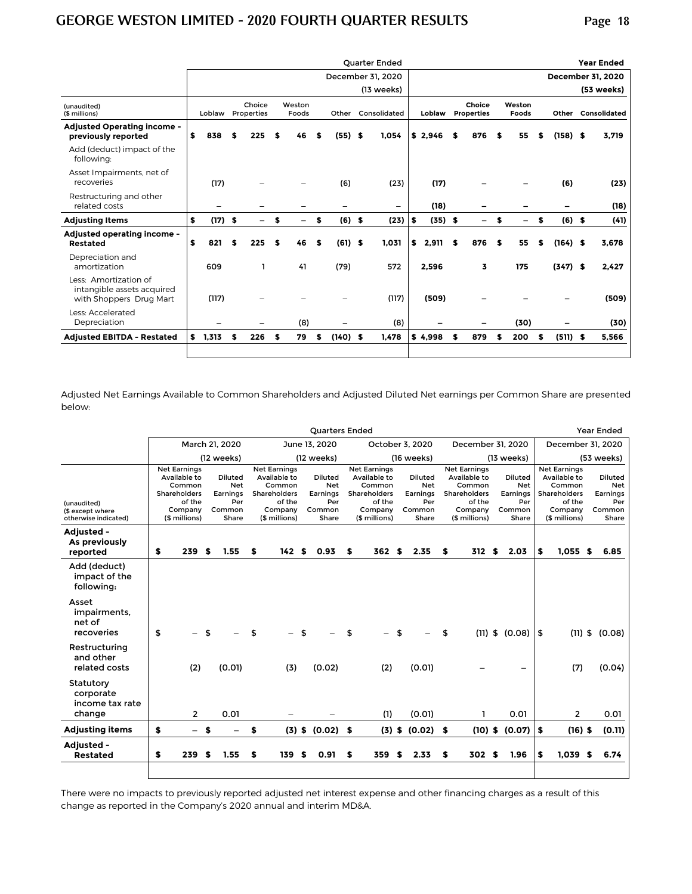| (unaudited) ($ millions) | Quarter Ended December 31, 2020 (13 weeks) | | | | | Year Ended December 31, 2020 (53 weeks) | | | | |
|---|---|---|---|---|---|---|---|---|---|---|
| | Loblaw | Choice Properties | Weston Foods | Other | Consolidated | **Loblaw** | **Choice Properties** | **Weston Foods** | **Other** | **Consolidated** |
| **Adjusted Operating income - previously reported** | **$ 838** | **$ 225** | **$ 46** | **$ (55)** | **$ 1,054** | **$ 2,946** | **$ 876** | **$ 55** | **$ (158)** | **$ 3,719** |
| Add (deduct) impact of the following: | | | | | | | | | | |
| Asset Impairments, net of recoveries | (17) | – | – | (6) | (23) | **(17)** | **–** | **–** | **(6)** | **(23)** |
| Restructuring and other related costs | – | – | – | – | – | **(18)** | **–** | **–** | **–** | **(18)** |
| **Adjusting Items** | **$ (17)** | **$ –** | **$ –** | **$ (6)** | **$ (23)** | **$ (35)** | **$ –** | **$ –** | **$ (6)** | **$ (41)** |
| **Adjusted operating income - Restated** | **$ 821** | **$ 225** | **$ 46** | **$ (61)** | **$ 1,031** | **$ 2,911** | **$ 876** | **$ 55** | **$ (164)** | **$ 3,678** |
| Depreciation and amortization | 609 | 1 | 41 | (79) | 572 | **2,596** | **3** | **175** | **(347) $** | **2,427** |
| Less: Amortization of intangible assets acquired with Shoppers Drug Mart | (117) | – | – | – | (117) | **(509)** | **–** | **–** | **–** | **(509)** |
| Less: Accelerated Depreciation | – | – | (8) | – | (8) | **–** | **–** | **(30)** | **–** | **(30)** |
| **Adjusted EBITDA - Restated** | **$ 1,313** | **$ 226** | **$ 79** | **$ (140)** | **$ 1,478** | **$ 4,998** | **$ 879** | **$ 200** | **$ (511)** | **$ 5,566** |

Adjusted Net Earnings Available to Common Shareholders and Adjusted Diluted Net earnings per Common Share are presented below:

| (unaudited) ($ except where otherwise indicated) | Quarters Ended March 21, 2020 (12 weeks) | | June 13, 2020 (12 weeks) | | October 3, 2020 (16 weeks) | | December 31, 2020 (13 weeks) | | Year Ended December 31, 2020 (53 weeks) | |
|---|---|---|---|---|---|---|---|---|---|---|
| | Net Earnings Available to Common Shareholders of the Company ($ millions) | Diluted Net Earnings Per Common Share | Net Earnings Available to Common Shareholders of the Company ($ millions) | Diluted Net Earnings Per Common Share | Net Earnings Available to Common Shareholders of the Company ($ millions) | Diluted Net Earnings Per Common Share | Net Earnings Available to Common Shareholders of the Company ($ millions) | Diluted Net Earnings Per Common Share | Net Earnings Available to Common Shareholders of the Company ($ millions) | Diluted Net Earnings Per Common Share |
| **Adjusted - As previously reported** | **$ 239** | **$ 1.55** | **$ 142** | **$ 0.93** | **$ 362** | **$ 2.35** | **$ 312** | **$ 2.03** | **$ 1,055** | **$ 6.85** |
| Add (deduct) impact of the following: | | | | | | | | | | |
| Asset impairments, net of recoveries | $ – | $ – | $ – | $ – | $ – | $ – | $ (11) | $ (0.08) | $ (11) | $ (0.08) |
| Restructuring and other related costs | (2) | (0.01) | (3) | (0.02) | (2) | (0.01) | – | – | (7) | (0.04) |
| Statutory corporate income tax rate change | 2 | 0.01 | – | – | (1) | (0.01) | 1 | 0.01 | 2 | 0.01 |
| **Adjusting items** | **$ –** | **$ –** | **$ (3)** | **$ (0.02)** | **$ (3)** | **$ (0.02)** | **$ (10)** | **$ (0.07)** | **$ (16)** | **$ (0.11)** |
| **Adjusted - Restated** | **$ 239** | **$ 1.55** | **$ 139** | **$ 0.91** | **$ 359** | **$ 2.33** | **$ 302** | **$ 1.96** | **$ 1,039** | **$ 6.74** |

There were no impacts to previously reported adjusted net interest expense and other financing charges as a result of this change as reported in the Company's 2020 annual and interim MD&A.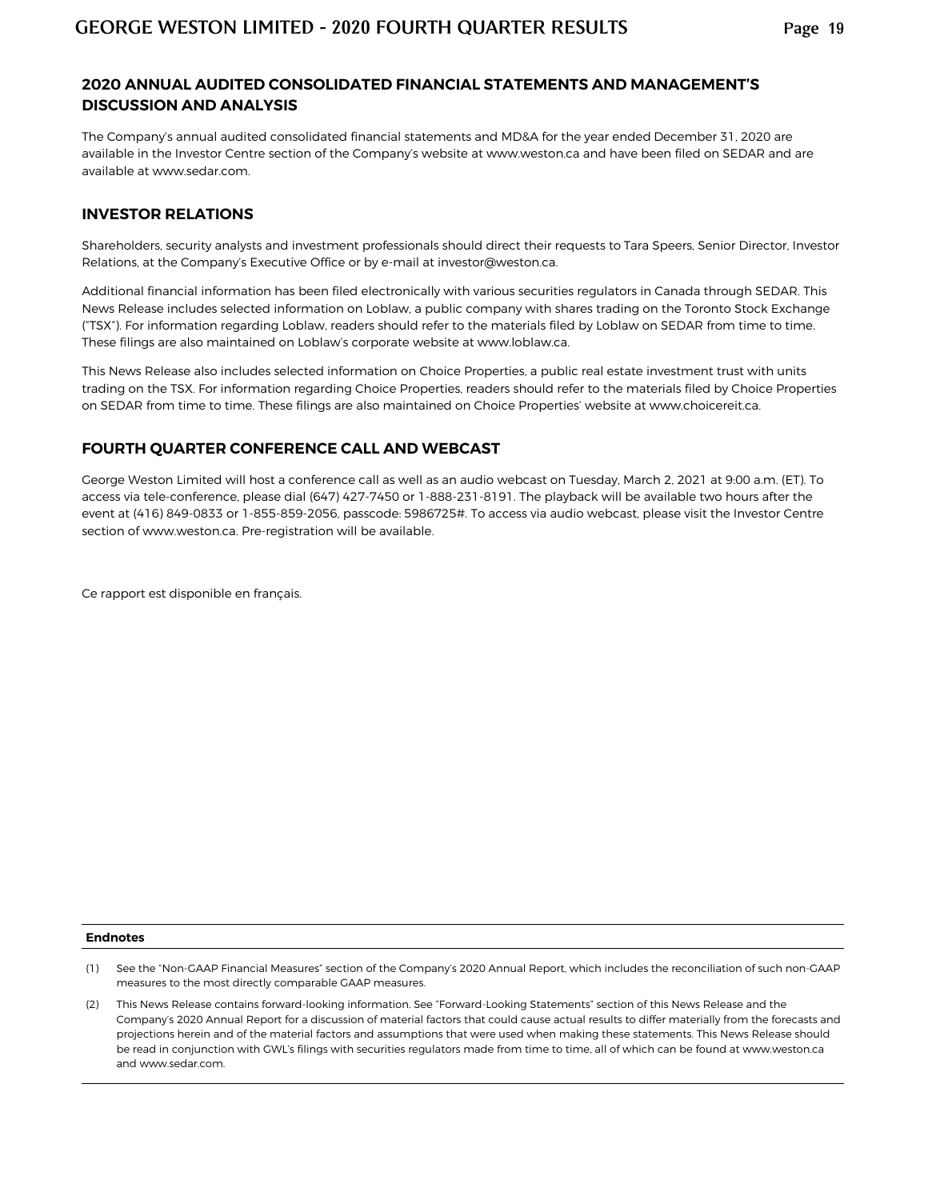## 2020 ANNUAL AUDITED CONSOLIDATED FINANCIAL STATEMENTS AND MANAGEMENT'S DISCUSSION AND ANALYSIS

The Company's annual audited consolidated financial statements and MD&A for the year ended December 31, 2020 are available in the Investor Centre section of the Company's website at www.weston.ca and have been filed on SEDAR and are available at www.sedar.com.

## INVESTOR RELATIONS

Shareholders, security analysts and investment professionals should direct their requests to Tara Speers, Senior Director, Investor Relations, at the Company's Executive Office or by e-mail at investor@weston.ca.

Additional financial information has been filed electronically with various securities regulators in Canada through SEDAR. This News Release includes selected information on Loblaw, a public company with shares trading on the Toronto Stock Exchange ("TSX"). For information regarding Loblaw, readers should refer to the materials filed by Loblaw on SEDAR from time to time. These filings are also maintained on Loblaw's corporate website at www.loblaw.ca.

This News Release also includes selected information on Choice Properties, a public real estate investment trust with units trading on the TSX. For information regarding Choice Properties, readers should refer to the materials filed by Choice Properties on SEDAR from time to time. These filings are also maintained on Choice Properties' website at www.choicereit.ca.

## FOURTH QUARTER CONFERENCE CALL AND WEBCAST

George Weston Limited will host a conference call as well as an audio webcast on Tuesday, March 2, 2021 at 9:00 a.m. (ET). To access via tele-conference, please dial (647) 427-7450 or 1-888-231-8191. The playback will be available two hours after the event at (416) 849-0833 or 1-855-859-2056, passcode: 5986725#. To access via audio webcast, please visit the Investor Centre section of www.weston.ca. Pre-registration will be available.

Ce rapport est disponible en français.

**Endnotes**

(1) See the "Non-GAAP Financial Measures" section of the Company's 2020 Annual Report, which includes the reconciliation of such non-GAAP measures to the most directly comparable GAAP measures.

(2) This News Release contains forward-looking information. See "Forward-Looking Statements" section of this News Release and the Company's 2020 Annual Report for a discussion of material factors that could cause actual results to differ materially from the forecasts and projections herein and of the material factors and assumptions that were used when making these statements. This News Release should be read in conjunction with GWL's filings with securities regulators made from time to time, all of which can be found at www.weston.ca and www.sedar.com.